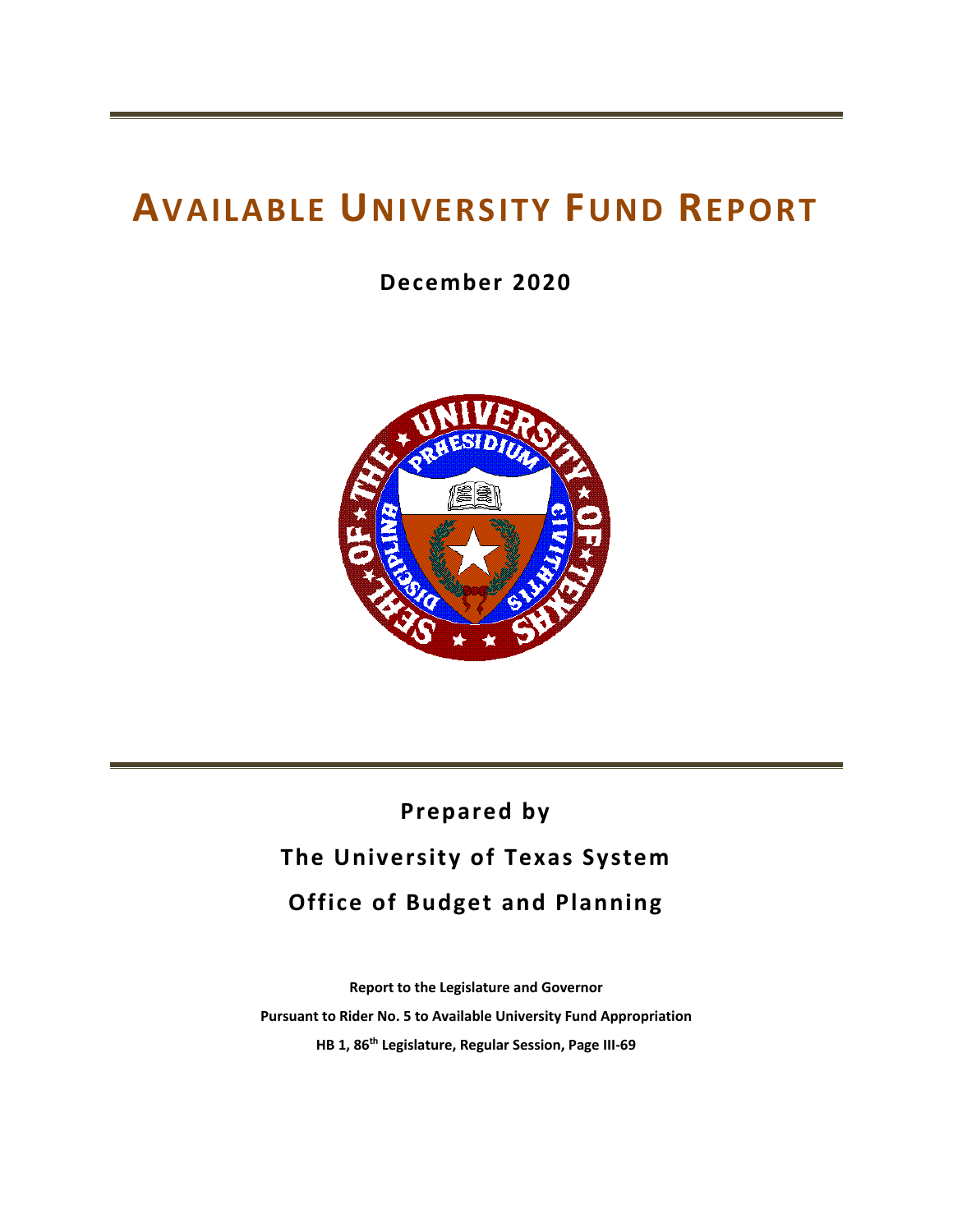# AVAILABLE UNIVERSITY FUND REPORT

**December 2020**

**Prepared by**

**The University of Texas System**

**Office of Budget and Planning**

**Report to the Legislature and Governor**

**Pursuant to Rider No. 5 to Available University Fund Appropriation**

**HB 1, 86th Legislature, Regular Session, Page III-69**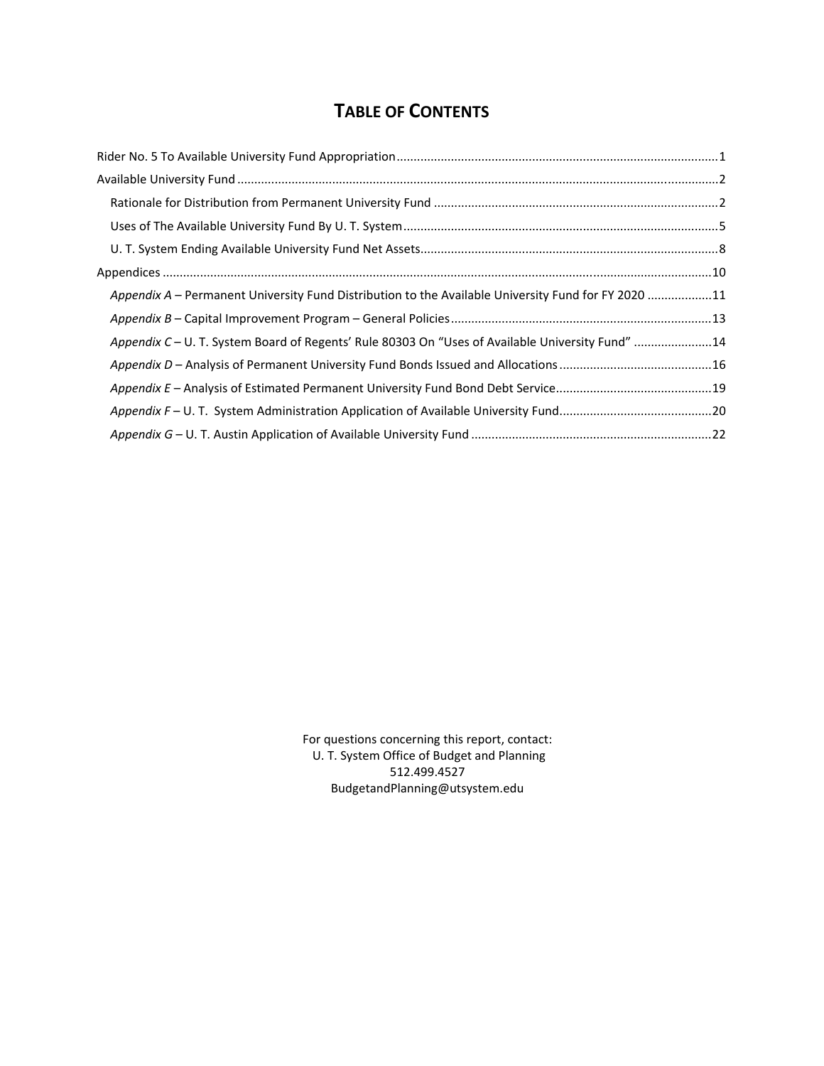# TABLE OF CONTENTS

Rider No. 5 To Available University Fund Appropriation....1

Available University Fund....2

- Rationale for Distribution from Permanent University Fund....2
- Uses of The Available University Fund By U. T. System....5
- U. T. System Ending Available University Fund Net Assets....8

Appendices....10

- *Appendix A* – Permanent University Fund Distribution to the Available University Fund for FY 2020....11
- *Appendix B* – Capital Improvement Program – General Policies....13
- *Appendix C* – U. T. System Board of Regents' Rule 80303 On "Uses of Available University Fund"....14
- *Appendix D* – Analysis of Permanent University Fund Bonds Issued and Allocations....16
- *Appendix E* – Analysis of Estimated Permanent University Fund Bond Debt Service....19
- *Appendix F* – U. T. System Administration Application of Available University Fund....20
- *Appendix G* – U. T. Austin Application of Available University Fund....22

For questions concerning this report, contact:
U. T. System Office of Budget and Planning
512.499.4527
BudgetandPlanning@utsystem.edu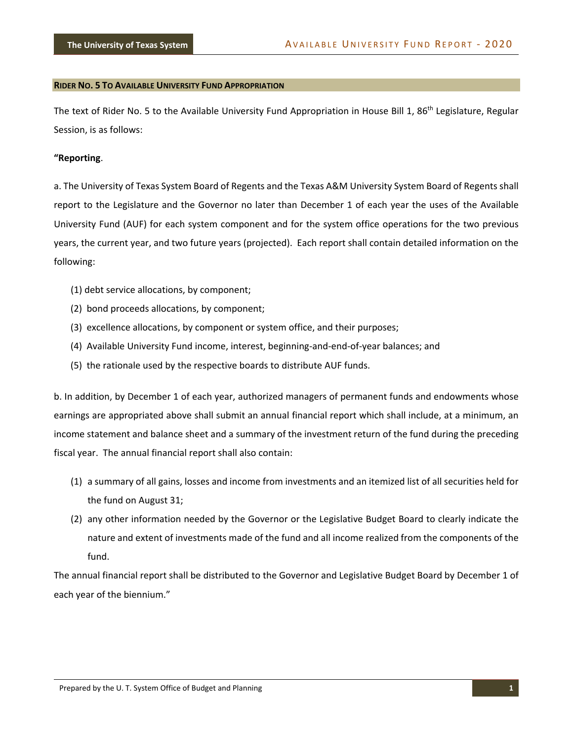## RIDER NO. 5 TO AVAILABLE UNIVERSITY FUND APPROPRIATION

The text of Rider No. 5 to the Available University Fund Appropriation in House Bill 1, 86th Legislature, Regular Session, is as follows:

**"Reporting**.

a. The University of Texas System Board of Regents and the Texas A&M University System Board of Regents shall report to the Legislature and the Governor no later than December 1 of each year the uses of the Available University Fund (AUF) for each system component and for the system office operations for the two previous years, the current year, and two future years (projected). Each report shall contain detailed information on the following:

(1) debt service allocations, by component;

(2) bond proceeds allocations, by component;

(3) excellence allocations, by component or system office, and their purposes;

(4) Available University Fund income, interest, beginning-and-end-of-year balances; and

(5) the rationale used by the respective boards to distribute AUF funds.

b. In addition, by December 1 of each year, authorized managers of permanent funds and endowments whose earnings are appropriated above shall submit an annual financial report which shall include, at a minimum, an income statement and balance sheet and a summary of the investment return of the fund during the preceding fiscal year. The annual financial report shall also contain:

(1) a summary of all gains, losses and income from investments and an itemized list of all securities held for the fund on August 31;

(2) any other information needed by the Governor or the Legislative Budget Board to clearly indicate the nature and extent of investments made of the fund and all income realized from the components of the fund.

The annual financial report shall be distributed to the Governor and Legislative Budget Board by December 1 of each year of the biennium."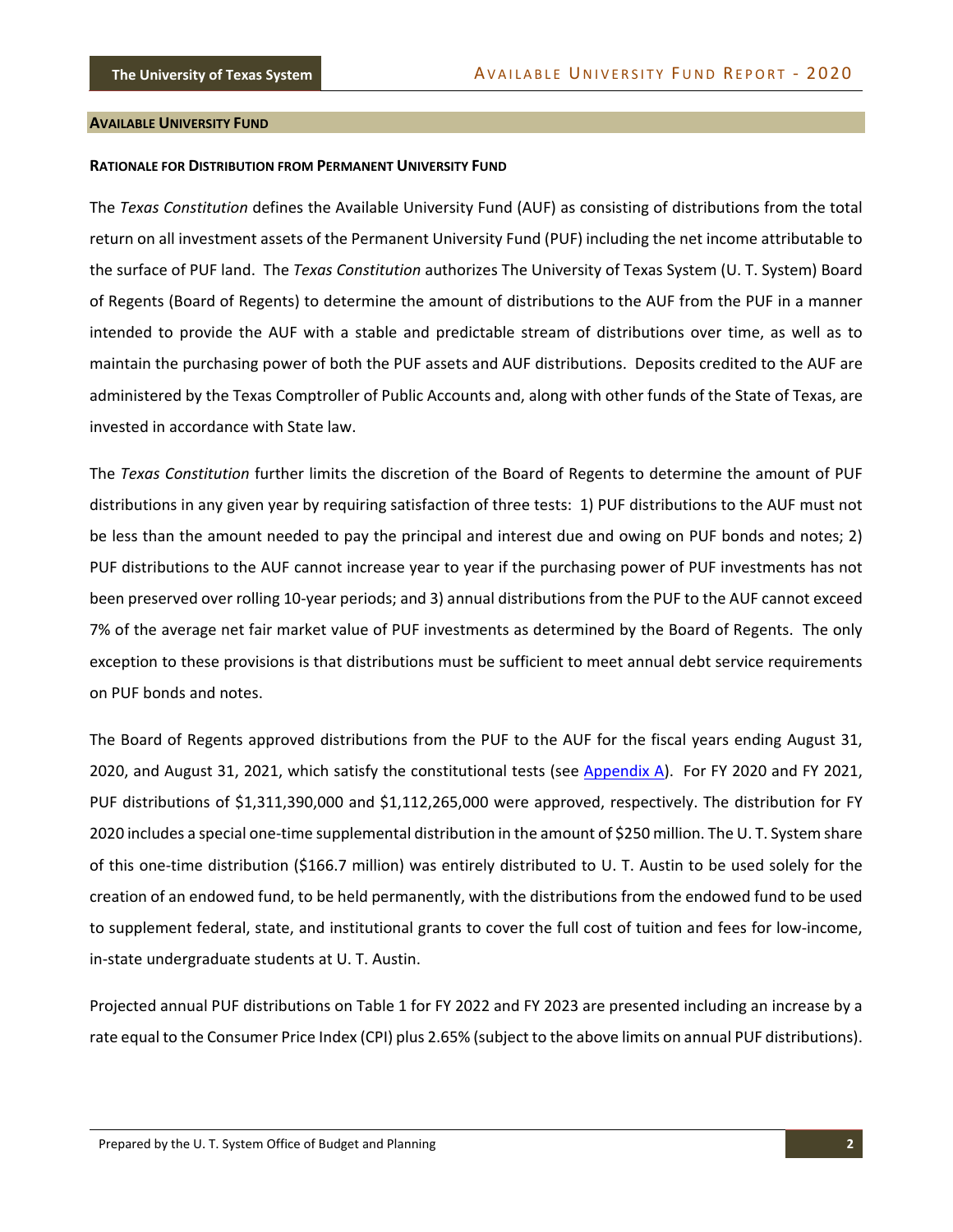## AVAILABLE UNIVERSITY FUND

### RATIONALE FOR DISTRIBUTION FROM PERMANENT UNIVERSITY FUND

The *Texas Constitution* defines the Available University Fund (AUF) as consisting of distributions from the total return on all investment assets of the Permanent University Fund (PUF) including the net income attributable to the surface of PUF land. The *Texas Constitution* authorizes The University of Texas System (U. T. System) Board of Regents (Board of Regents) to determine the amount of distributions to the AUF from the PUF in a manner intended to provide the AUF with a stable and predictable stream of distributions over time, as well as to maintain the purchasing power of both the PUF assets and AUF distributions. Deposits credited to the AUF are administered by the Texas Comptroller of Public Accounts and, along with other funds of the State of Texas, are invested in accordance with State law.

The *Texas Constitution* further limits the discretion of the Board of Regents to determine the amount of PUF distributions in any given year by requiring satisfaction of three tests: 1) PUF distributions to the AUF must not be less than the amount needed to pay the principal and interest due and owing on PUF bonds and notes; 2) PUF distributions to the AUF cannot increase year to year if the purchasing power of PUF investments has not been preserved over rolling 10-year periods; and 3) annual distributions from the PUF to the AUF cannot exceed 7% of the average net fair market value of PUF investments as determined by the Board of Regents. The only exception to these provisions is that distributions must be sufficient to meet annual debt service requirements on PUF bonds and notes.

The Board of Regents approved distributions from the PUF to the AUF for the fiscal years ending August 31, 2020, and August 31, 2021, which satisfy the constitutional tests (see Appendix A). For FY 2020 and FY 2021, PUF distributions of $1,311,390,000 and $1,112,265,000 were approved, respectively. The distribution for FY 2020 includes a special one-time supplemental distribution in the amount of $250 million. The U. T. System share of this one-time distribution ($166.7 million) was entirely distributed to U. T. Austin to be used solely for the creation of an endowed fund, to be held permanently, with the distributions from the endowed fund to be used to supplement federal, state, and institutional grants to cover the full cost of tuition and fees for low-income, in-state undergraduate students at U. T. Austin.

Projected annual PUF distributions on Table 1 for FY 2022 and FY 2023 are presented including an increase by a rate equal to the Consumer Price Index (CPI) plus 2.65% (subject to the above limits on annual PUF distributions).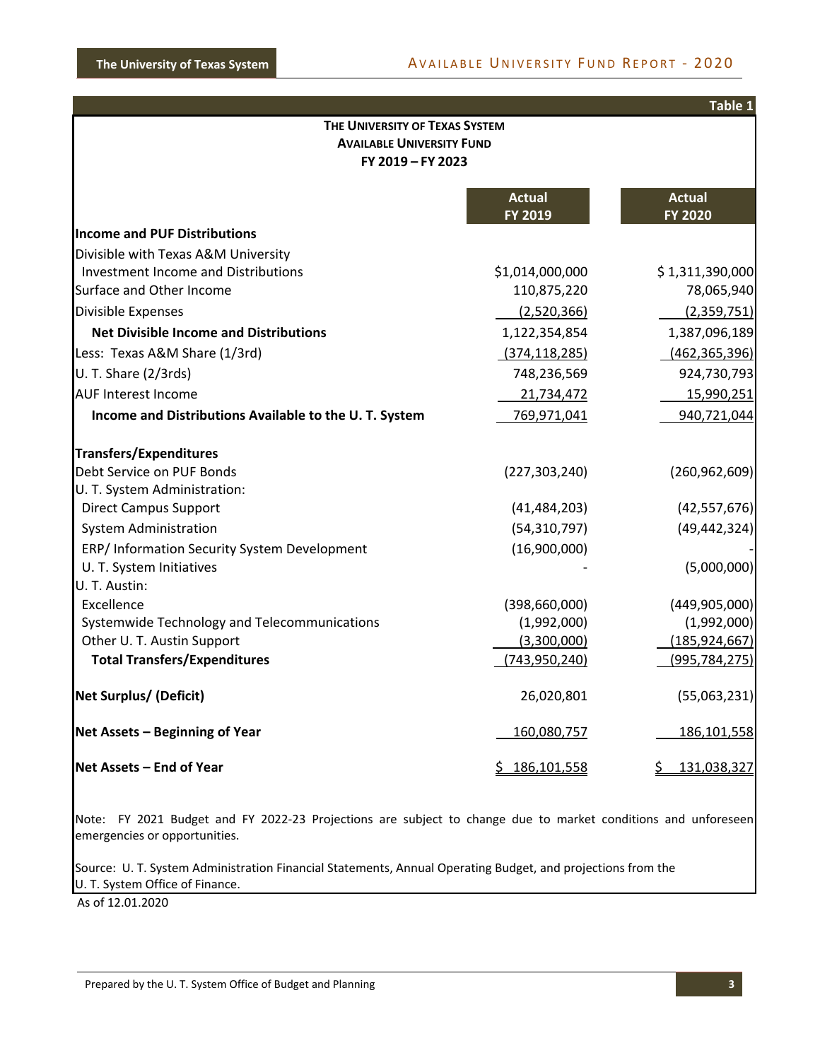**Table 1**

**THE UNIVERSITY OF TEXAS SYSTEM**
**AVAILABLE UNIVERSITY FUND**
**FY 2019 – FY 2023**

| | Actual FY 2019 | Actual FY 2020 |
|---|---|---|
| **Income and PUF Distributions** | | |
| Divisible with Texas A&M University | | |
| Investment Income and Distributions | $1,014,000,000 | $ 1,311,390,000 |
| Surface and Other Income | 110,875,220 | 78,065,940 |
| Divisible Expenses | (2,520,366) | (2,359,751) |
| **Net Divisible Income and Distributions** | 1,122,354,854 | 1,387,096,189 |
| Less: Texas A&M Share (1/3rd) | (374,118,285) | (462,365,396) |
| U. T. Share (2/3rds) | 748,236,569 | 924,730,793 |
| AUF Interest Income | 21,734,472 | 15,990,251 |
| **Income and Distributions Available to the U. T. System** | 769,971,041 | 940,721,044 |
| **Transfers/Expenditures** | | |
| Debt Service on PUF Bonds | (227,303,240) | (260,962,609) |
| U. T. System Administration: | | |
| Direct Campus Support | (41,484,203) | (42,557,676) |
| System Administration | (54,310,797) | (49,442,324) |
| ERP/ Information Security System Development | (16,900,000) | - |
| U. T. System Initiatives | - | (5,000,000) |
| U. T. Austin: | | |
| Excellence | (398,660,000) | (449,905,000) |
| Systemwide Technology and Telecommunications | (1,992,000) | (1,992,000) |
| Other U. T. Austin Support | (3,300,000) | (185,924,667) |
| **Total Transfers/Expenditures** | (743,950,240) | (995,784,275) |
| **Net Surplus/ (Deficit)** | 26,020,801 | (55,063,231) |
| **Net Assets – Beginning of Year** | 160,080,757 | 186,101,558 |
| **Net Assets – End of Year** | $ 186,101,558 | $ 131,038,327 |

Note: FY 2021 Budget and FY 2022-23 Projections are subject to change due to market conditions and unforeseen emergencies or opportunities.

Source: U. T. System Administration Financial Statements, Annual Operating Budget, and projections from the U. T. System Office of Finance.

As of 12.01.2020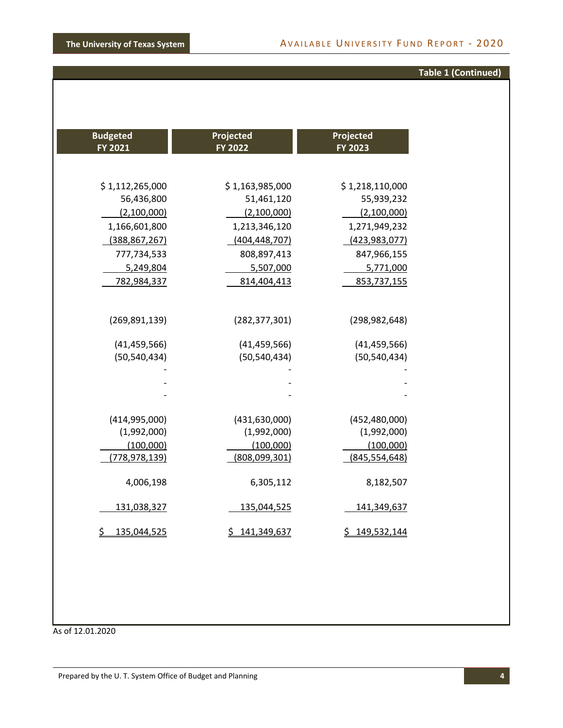**Table 1 (Continued)**

| Budgeted FY 2021 | Projected FY 2022 | Projected FY 2023 |
|---|---|---|
| $ 1,112,265,000 | $ 1,163,985,000 | $ 1,218,110,000 |
| 56,436,800 | 51,461,120 | 55,939,232 |
| (2,100,000) | (2,100,000) | (2,100,000) |
| 1,166,601,800 | 1,213,346,120 | 1,271,949,232 |
| (388,867,267) | (404,448,707) | (423,983,077) |
| 777,734,533 | 808,897,413 | 847,966,155 |
| 5,249,804 | 5,507,000 | 5,771,000 |
| 782,984,337 | 814,404,413 | 853,737,155 |
| | | |
| (269,891,139) | (282,377,301) | (298,982,648) |
| | | |
| (41,459,566) | (41,459,566) | (41,459,566) |
| (50,540,434) | (50,540,434) | (50,540,434) |
| - | - | - |
| - | - | - |
| - | - | - |
| | | |
| (414,995,000) | (431,630,000) | (452,480,000) |
| (1,992,000) | (1,992,000) | (1,992,000) |
| (100,000) | (100,000) | (100,000) |
| (778,978,139) | (808,099,301) | (845,554,648) |
| | | |
| 4,006,198 | 6,305,112 | 8,182,507 |
| | | |
| 131,038,327 | 135,044,525 | 141,349,637 |
| | | |
| $ 135,044,525 | $ 141,349,637 | $ 149,532,144 |

As of 12.01.2020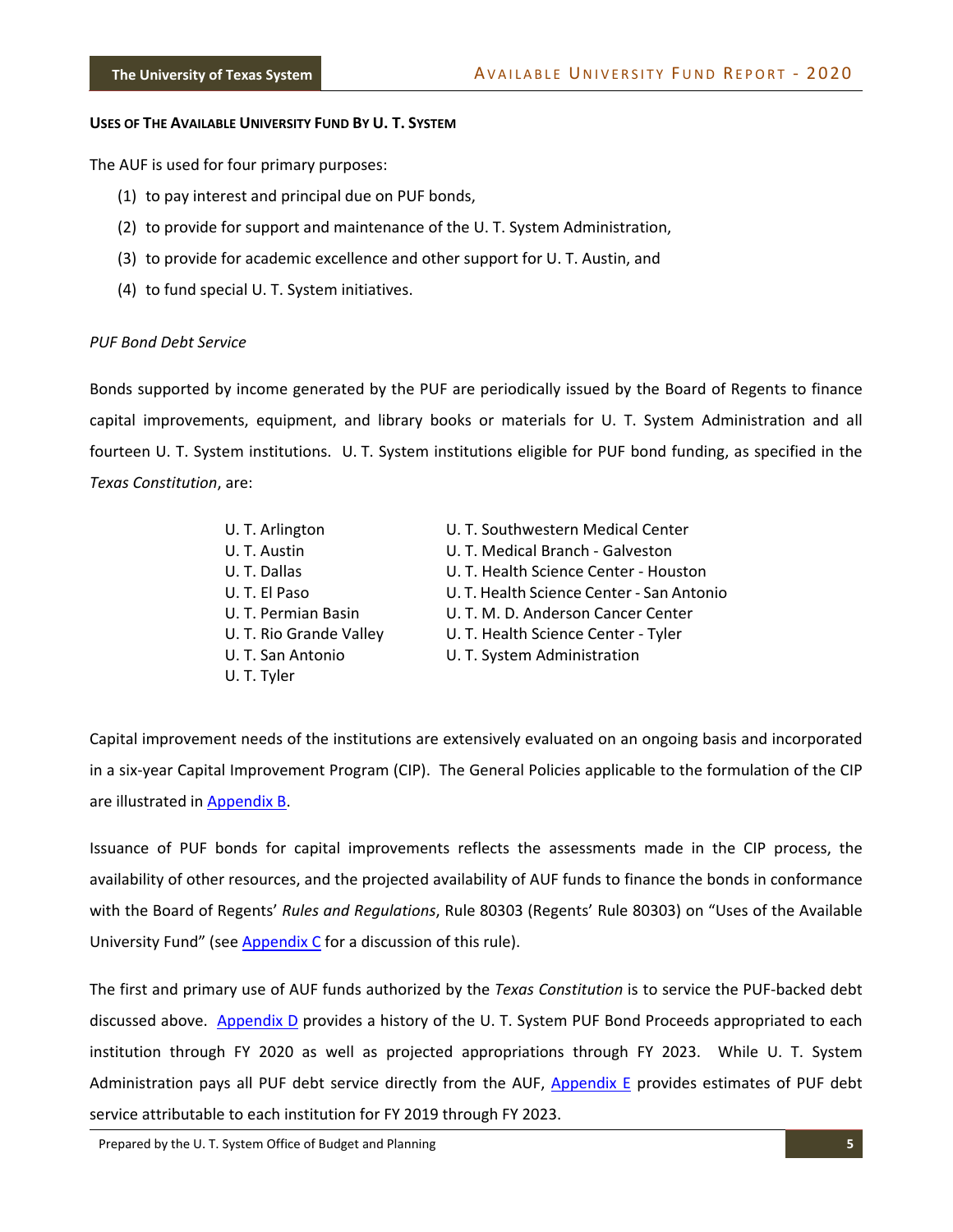#### USES OF THE AVAILABLE UNIVERSITY FUND BY U. T. SYSTEM

The AUF is used for four primary purposes:

(1) to pay interest and principal due on PUF bonds,

(2) to provide for support and maintenance of the U. T. System Administration,

(3) to provide for academic excellence and other support for U. T. Austin, and

(4) to fund special U. T. System initiatives.

*PUF Bond Debt Service*

Bonds supported by income generated by the PUF are periodically issued by the Board of Regents to finance capital improvements, equipment, and library books or materials for U. T. System Administration and all fourteen U. T. System institutions. U. T. System institutions eligible for PUF bond funding, as specified in the *Texas Constitution*, are:

- U. T. Arlington
- U. T. Austin
- U. T. Dallas
- U. T. El Paso
- U. T. Permian Basin
- U. T. Rio Grande Valley
- U. T. San Antonio
- U. T. Tyler
- U. T. Southwestern Medical Center
- U. T. Medical Branch - Galveston
- U. T. Health Science Center - Houston
- U. T. Health Science Center - San Antonio
- U. T. M. D. Anderson Cancer Center
- U. T. Health Science Center - Tyler
- U. T. System Administration

Capital improvement needs of the institutions are extensively evaluated on an ongoing basis and incorporated in a six-year Capital Improvement Program (CIP). The General Policies applicable to the formulation of the CIP are illustrated in Appendix B.

Issuance of PUF bonds for capital improvements reflects the assessments made in the CIP process, the availability of other resources, and the projected availability of AUF funds to finance the bonds in conformance with the Board of Regents' *Rules and Regulations*, Rule 80303 (Regents' Rule 80303) on "Uses of the Available University Fund" (see Appendix C for a discussion of this rule).

The first and primary use of AUF funds authorized by the *Texas Constitution* is to service the PUF-backed debt discussed above. Appendix D provides a history of the U. T. System PUF Bond Proceeds appropriated to each institution through FY 2020 as well as projected appropriations through FY 2023. While U. T. System Administration pays all PUF debt service directly from the AUF, Appendix E provides estimates of PUF debt service attributable to each institution for FY 2019 through FY 2023.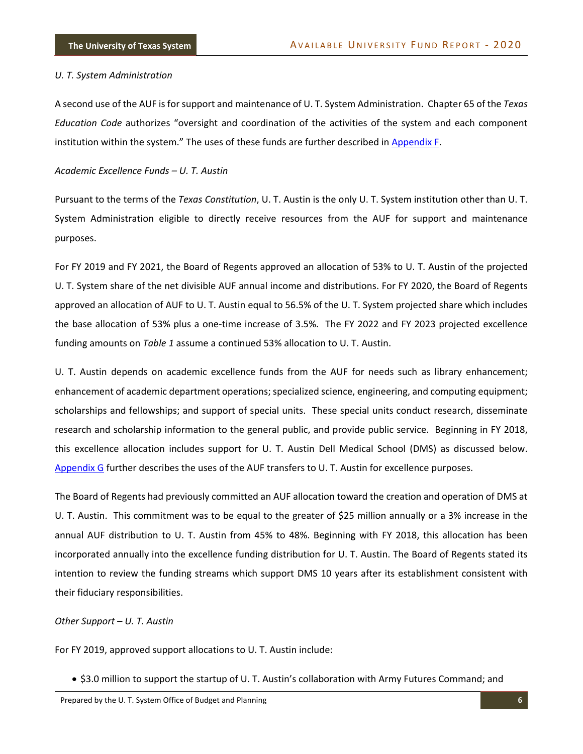*U. T. System Administration*

A second use of the AUF is for support and maintenance of U. T. System Administration. Chapter 65 of the *Texas Education Code* authorizes "oversight and coordination of the activities of the system and each component institution within the system." The uses of these funds are further described in Appendix F.

*Academic Excellence Funds – U. T. Austin*

Pursuant to the terms of the *Texas Constitution*, U. T. Austin is the only U. T. System institution other than U. T. System Administration eligible to directly receive resources from the AUF for support and maintenance purposes.

For FY 2019 and FY 2021, the Board of Regents approved an allocation of 53% to U. T. Austin of the projected U. T. System share of the net divisible AUF annual income and distributions. For FY 2020, the Board of Regents approved an allocation of AUF to U. T. Austin equal to 56.5% of the U. T. System projected share which includes the base allocation of 53% plus a one-time increase of 3.5%. The FY 2022 and FY 2023 projected excellence funding amounts on *Table 1* assume a continued 53% allocation to U. T. Austin.

U. T. Austin depends on academic excellence funds from the AUF for needs such as library enhancement; enhancement of academic department operations; specialized science, engineering, and computing equipment; scholarships and fellowships; and support of special units. These special units conduct research, disseminate research and scholarship information to the general public, and provide public service. Beginning in FY 2018, this excellence allocation includes support for U. T. Austin Dell Medical School (DMS) as discussed below. Appendix G further describes the uses of the AUF transfers to U. T. Austin for excellence purposes.

The Board of Regents had previously committed an AUF allocation toward the creation and operation of DMS at U. T. Austin. This commitment was to be equal to the greater of $25 million annually or a 3% increase in the annual AUF distribution to U. T. Austin from 45% to 48%. Beginning with FY 2018, this allocation has been incorporated annually into the excellence funding distribution for U. T. Austin. The Board of Regents stated its intention to review the funding streams which support DMS 10 years after its establishment consistent with their fiduciary responsibilities.

*Other Support – U. T. Austin*

For FY 2019, approved support allocations to U. T. Austin include:

- $3.0 million to support the startup of U. T. Austin's collaboration with Army Futures Command; and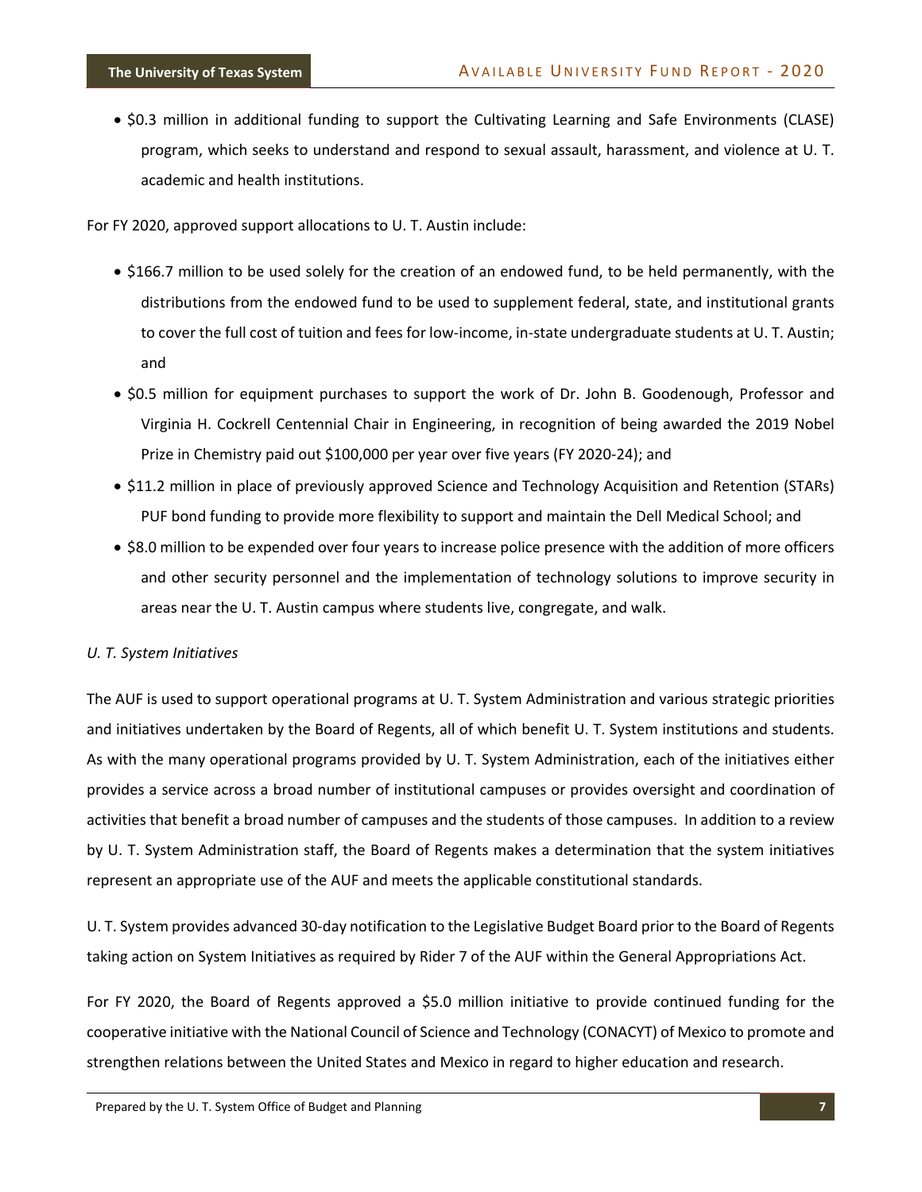- $0.3 million in additional funding to support the Cultivating Learning and Safe Environments (CLASE) program, which seeks to understand and respond to sexual assault, harassment, and violence at U. T. academic and health institutions.

For FY 2020, approved support allocations to U. T. Austin include:

- $166.7 million to be used solely for the creation of an endowed fund, to be held permanently, with the distributions from the endowed fund to be used to supplement federal, state, and institutional grants to cover the full cost of tuition and fees for low-income, in-state undergraduate students at U. T. Austin; and
- $0.5 million for equipment purchases to support the work of Dr. John B. Goodenough, Professor and Virginia H. Cockrell Centennial Chair in Engineering, in recognition of being awarded the 2019 Nobel Prize in Chemistry paid out $100,000 per year over five years (FY 2020-24); and
- $11.2 million in place of previously approved Science and Technology Acquisition and Retention (STARs) PUF bond funding to provide more flexibility to support and maintain the Dell Medical School; and
- $8.0 million to be expended over four years to increase police presence with the addition of more officers and other security personnel and the implementation of technology solutions to improve security in areas near the U. T. Austin campus where students live, congregate, and walk.

*U. T. System Initiatives*

The AUF is used to support operational programs at U. T. System Administration and various strategic priorities and initiatives undertaken by the Board of Regents, all of which benefit U. T. System institutions and students. As with the many operational programs provided by U. T. System Administration, each of the initiatives either provides a service across a broad number of institutional campuses or provides oversight and coordination of activities that benefit a broad number of campuses and the students of those campuses. In addition to a review by U. T. System Administration staff, the Board of Regents makes a determination that the system initiatives represent an appropriate use of the AUF and meets the applicable constitutional standards.

U. T. System provides advanced 30-day notification to the Legislative Budget Board prior to the Board of Regents taking action on System Initiatives as required by Rider 7 of the AUF within the General Appropriations Act.

For FY 2020, the Board of Regents approved a $5.0 million initiative to provide continued funding for the cooperative initiative with the National Council of Science and Technology (CONACYT) of Mexico to promote and strengthen relations between the United States and Mexico in regard to higher education and research.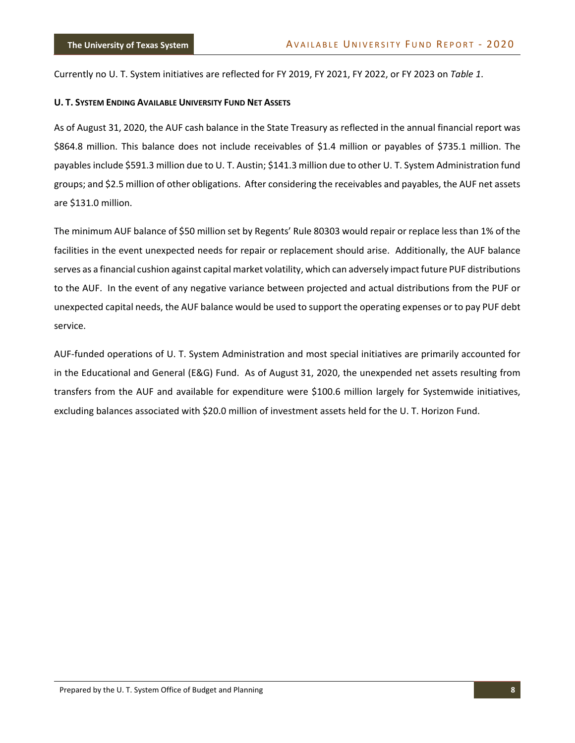Currently no U. T. System initiatives are reflected for FY 2019, FY 2021, FY 2022, or FY 2023 on *Table 1*.

### U. T. System Ending Available University Fund Net Assets

As of August 31, 2020, the AUF cash balance in the State Treasury as reflected in the annual financial report was $864.8 million. This balance does not include receivables of $1.4 million or payables of $735.1 million. The payables include $591.3 million due to U. T. Austin; $141.3 million due to other U. T. System Administration fund groups; and $2.5 million of other obligations. After considering the receivables and payables, the AUF net assets are $131.0 million.

The minimum AUF balance of $50 million set by Regents' Rule 80303 would repair or replace less than 1% of the facilities in the event unexpected needs for repair or replacement should arise. Additionally, the AUF balance serves as a financial cushion against capital market volatility, which can adversely impact future PUF distributions to the AUF. In the event of any negative variance between projected and actual distributions from the PUF or unexpected capital needs, the AUF balance would be used to support the operating expenses or to pay PUF debt service.

AUF-funded operations of U. T. System Administration and most special initiatives are primarily accounted for in the Educational and General (E&G) Fund. As of August 31, 2020, the unexpended net assets resulting from transfers from the AUF and available for expenditure were $100.6 million largely for Systemwide initiatives, excluding balances associated with $20.0 million of investment assets held for the U. T. Horizon Fund.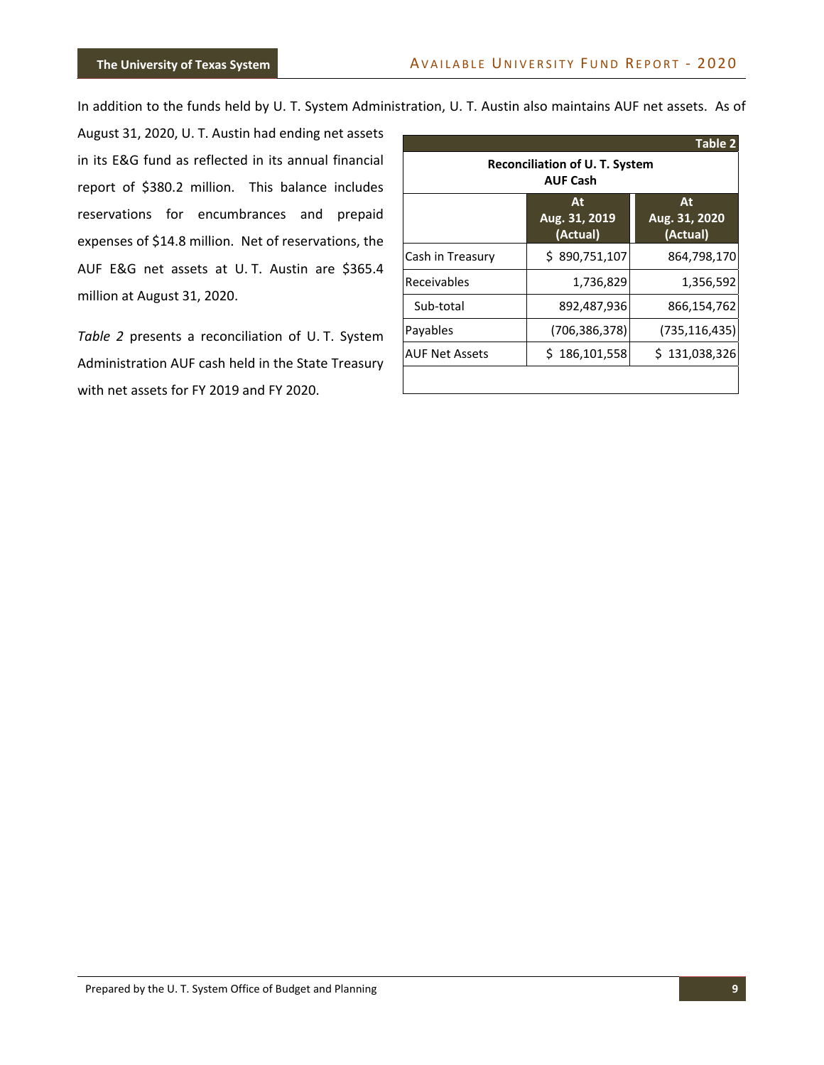In addition to the funds held by U. T. System Administration, U. T. Austin also maintains AUF net assets. As of August 31, 2020, U. T. Austin had ending net assets in its E&G fund as reflected in its annual financial report of $380.2 million. This balance includes reservations for encumbrances and prepaid expenses of $14.8 million. Net of reservations, the AUF E&G net assets at U. T. Austin are $365.4 million at August 31, 2020.

*Table 2* presents a reconciliation of U. T. System Administration AUF cash held in the State Treasury with net assets for FY 2019 and FY 2020.

**Table 2**

**Reconciliation of U. T. System AUF Cash**

| | At Aug. 31, 2019 (Actual) | At Aug. 31, 2020 (Actual) |
|---|---|---|
| Cash in Treasury | $ 890,751,107 | 864,798,170 |
| Receivables | 1,736,829 | 1,356,592 |
| Sub-total | 892,487,936 | 866,154,762 |
| Payables | (706,386,378) | (735,116,435) |
| AUF Net Assets | $ 186,101,558 | $ 131,038,326 |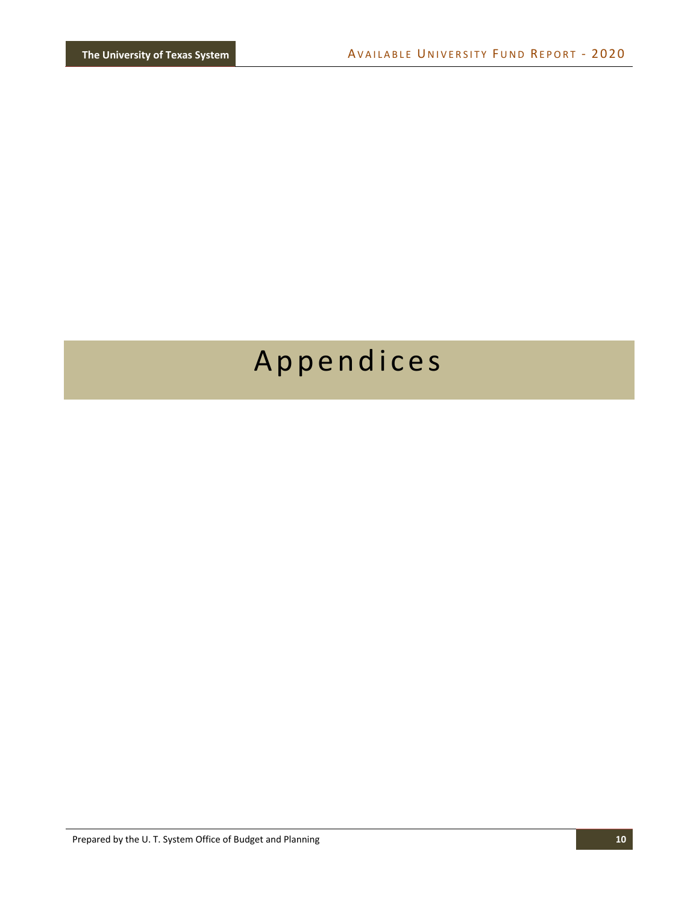# Appendices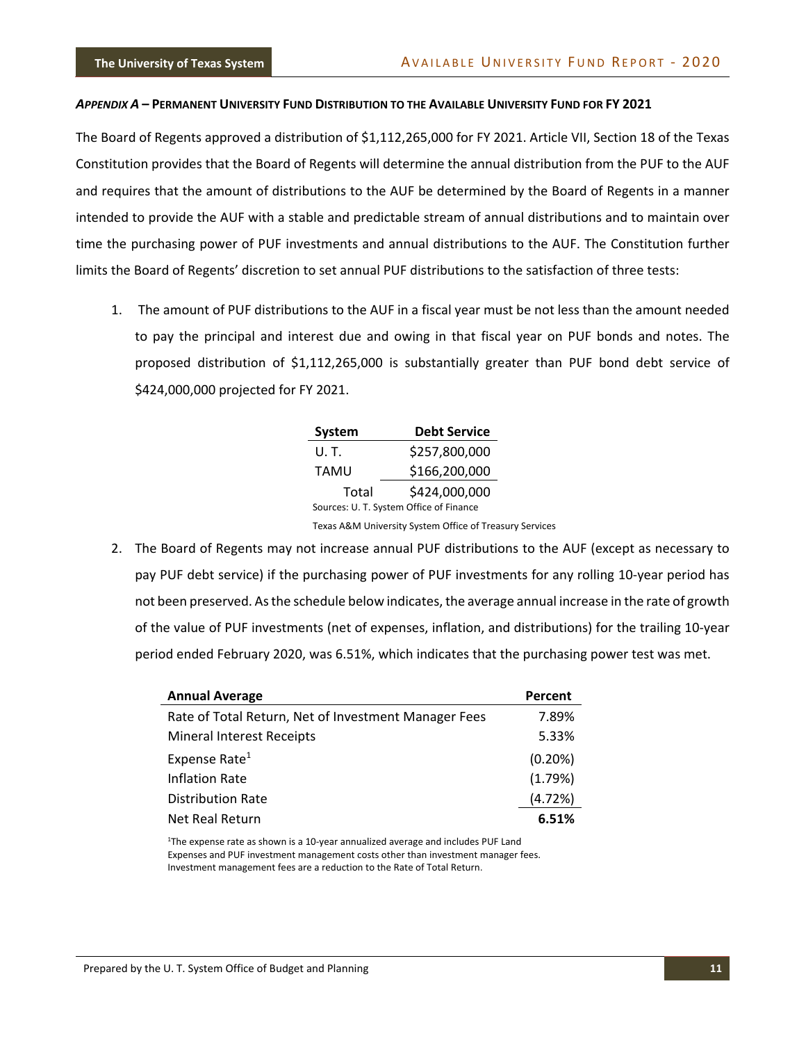### *APPENDIX A* – PERMANENT UNIVERSITY FUND DISTRIBUTION TO THE AVAILABLE UNIVERSITY FUND FOR FY 2021

The Board of Regents approved a distribution of $1,112,265,000 for FY 2021. Article VII, Section 18 of the Texas Constitution provides that the Board of Regents will determine the annual distribution from the PUF to the AUF and requires that the amount of distributions to the AUF be determined by the Board of Regents in a manner intended to provide the AUF with a stable and predictable stream of annual distributions and to maintain over time the purchasing power of PUF investments and annual distributions to the AUF. The Constitution further limits the Board of Regents' discretion to set annual PUF distributions to the satisfaction of three tests:

1. The amount of PUF distributions to the AUF in a fiscal year must be not less than the amount needed to pay the principal and interest due and owing in that fiscal year on PUF bonds and notes. The proposed distribution of $1,112,265,000 is substantially greater than PUF bond debt service of $424,000,000 projected for FY 2021.

| System | Debt Service |
|---|---|
| U. T. | $257,800,000 |
| TAMU | $166,200,000 |
| Total | $424,000,000 |

Sources: U. T. System Office of Finance

Texas A&M University System Office of Treasury Services

2. The Board of Regents may not increase annual PUF distributions to the AUF (except as necessary to pay PUF debt service) if the purchasing power of PUF investments for any rolling 10-year period has not been preserved. As the schedule below indicates, the average annual increase in the rate of growth of the value of PUF investments (net of expenses, inflation, and distributions) for the trailing 10-year period ended February 2020, was 6.51%, which indicates that the purchasing power test was met.

| Annual Average | Percent |
|---|---|
| Rate of Total Return, Net of Investment Manager Fees | 7.89% |
| Mineral Interest Receipts | 5.33% |
| Expense Rate[1] | (0.20%) |
| Inflation Rate | (1.79%) |
| Distribution Rate | (4.72%) |
| Net Real Return | **6.51%** |

[1]The expense rate as shown is a 10-year annualized average and includes PUF Land Expenses and PUF investment management costs other than investment manager fees. Investment management fees are a reduction to the Rate of Total Return.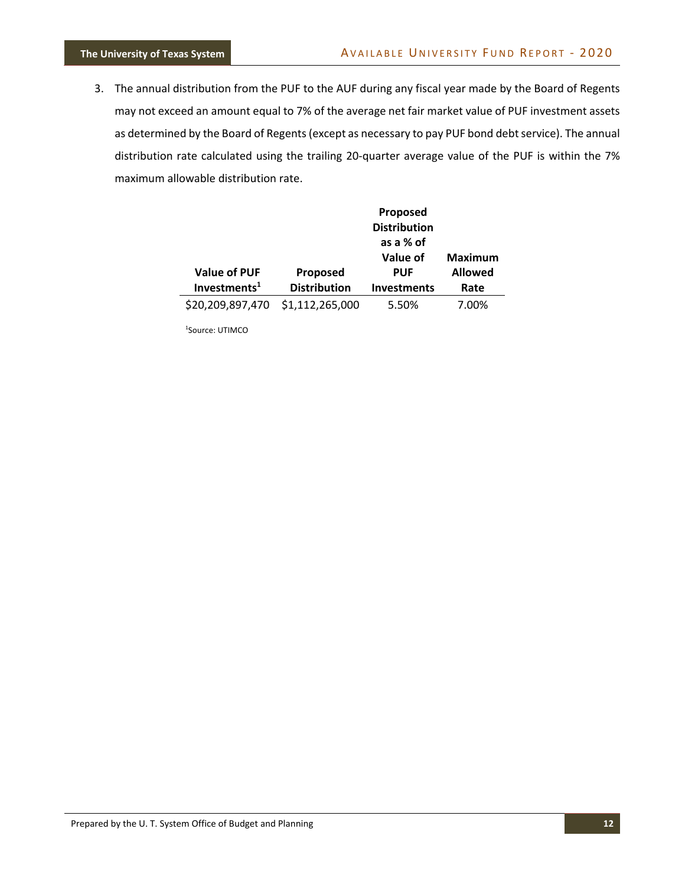3. The annual distribution from the PUF to the AUF during any fiscal year made by the Board of Regents may not exceed an amount equal to 7% of the average net fair market value of PUF investment assets as determined by the Board of Regents (except as necessary to pay PUF bond debt service). The annual distribution rate calculated using the trailing 20-quarter average value of the PUF is within the 7% maximum allowable distribution rate.

| Value of PUF Investments[1] | Proposed Distribution | Proposed Distribution as a % of Value of PUF Investments | Maximum Allowed Rate |
|---|---|---|---|
| $20,209,897,470 | $1,112,265,000 | 5.50% | 7.00% |

[1]Source: UTIMCO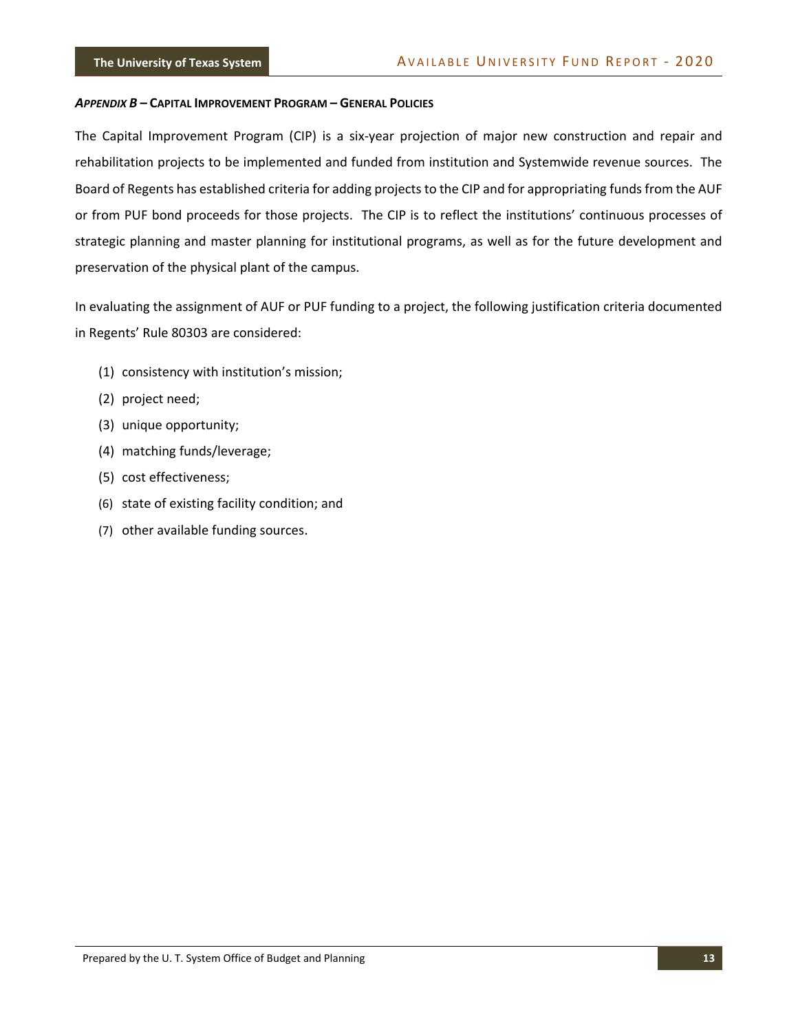### *APPENDIX B* – CAPITAL IMPROVEMENT PROGRAM – GENERAL POLICIES

The Capital Improvement Program (CIP) is a six-year projection of major new construction and repair and rehabilitation projects to be implemented and funded from institution and Systemwide revenue sources. The Board of Regents has established criteria for adding projects to the CIP and for appropriating funds from the AUF or from PUF bond proceeds for those projects. The CIP is to reflect the institutions' continuous processes of strategic planning and master planning for institutional programs, as well as for the future development and preservation of the physical plant of the campus.

In evaluating the assignment of AUF or PUF funding to a project, the following justification criteria documented in Regents' Rule 80303 are considered:

(1) consistency with institution's mission;
(2) project need;
(3) unique opportunity;
(4) matching funds/leverage;
(5) cost effectiveness;
(6) state of existing facility condition; and
(7) other available funding sources.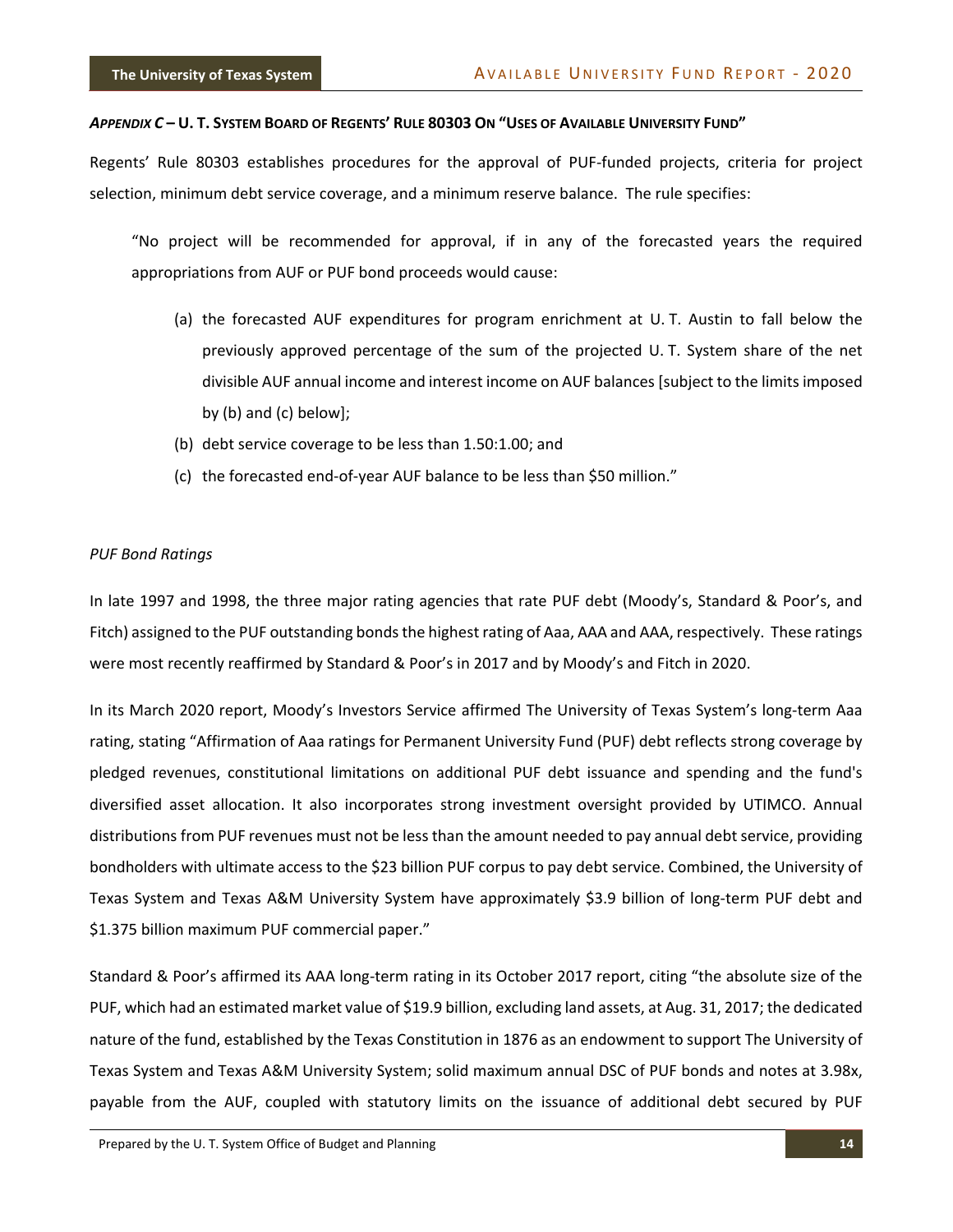***Appendix C* – U. T. System Board of Regents' Rule 80303 On "Uses of Available University Fund"**

Regents' Rule 80303 establishes procedures for the approval of PUF-funded projects, criteria for project selection, minimum debt service coverage, and a minimum reserve balance. The rule specifies:

> "No project will be recommended for approval, if in any of the forecasted years the required appropriations from AUF or PUF bond proceeds would cause:
>
> (a) the forecasted AUF expenditures for program enrichment at U. T. Austin to fall below the previously approved percentage of the sum of the projected U. T. System share of the net divisible AUF annual income and interest income on AUF balances [subject to the limits imposed by (b) and (c) below];
>
> (b) debt service coverage to be less than 1.50:1.00; and
>
> (c) the forecasted end-of-year AUF balance to be less than $50 million."

*PUF Bond Ratings*

In late 1997 and 1998, the three major rating agencies that rate PUF debt (Moody's, Standard & Poor's, and Fitch) assigned to the PUF outstanding bonds the highest rating of Aaa, AAA and AAA, respectively. These ratings were most recently reaffirmed by Standard & Poor's in 2017 and by Moody's and Fitch in 2020.

In its March 2020 report, Moody's Investors Service affirmed The University of Texas System's long-term Aaa rating, stating "Affirmation of Aaa ratings for Permanent University Fund (PUF) debt reflects strong coverage by pledged revenues, constitutional limitations on additional PUF debt issuance and spending and the fund's diversified asset allocation. It also incorporates strong investment oversight provided by UTIMCO. Annual distributions from PUF revenues must not be less than the amount needed to pay annual debt service, providing bondholders with ultimate access to the $23 billion PUF corpus to pay debt service. Combined, the University of Texas System and Texas A&M University System have approximately $3.9 billion of long-term PUF debt and $1.375 billion maximum PUF commercial paper."

Standard & Poor's affirmed its AAA long-term rating in its October 2017 report, citing "the absolute size of the PUF, which had an estimated market value of $19.9 billion, excluding land assets, at Aug. 31, 2017; the dedicated nature of the fund, established by the Texas Constitution in 1876 as an endowment to support The University of Texas System and Texas A&M University System; solid maximum annual DSC of PUF bonds and notes at 3.98x, payable from the AUF, coupled with statutory limits on the issuance of additional debt secured by PUF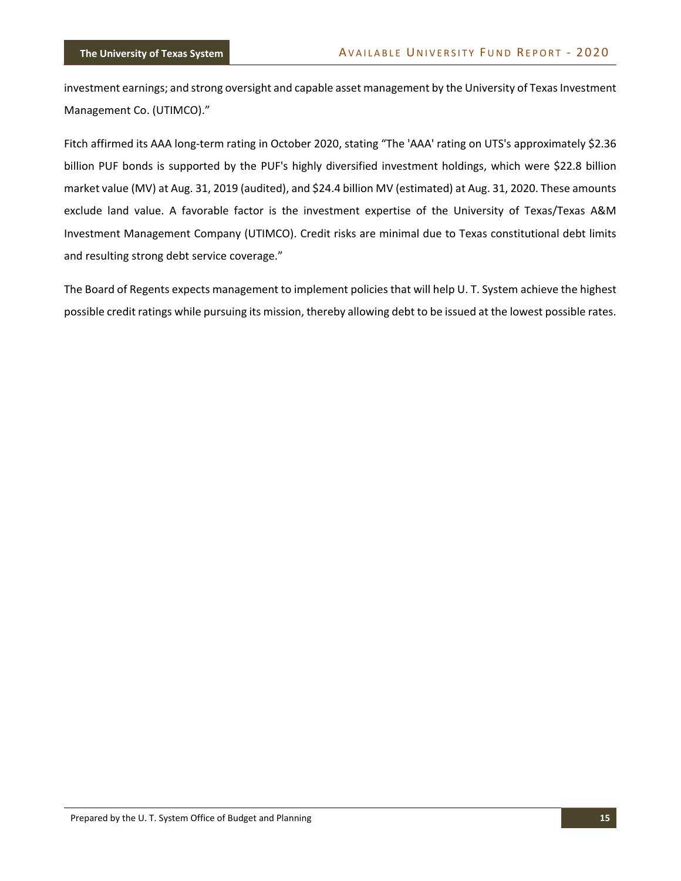investment earnings; and strong oversight and capable asset management by the University of Texas Investment Management Co. (UTIMCO)."

Fitch affirmed its AAA long-term rating in October 2020, stating "The 'AAA' rating on UTS's approximately $2.36 billion PUF bonds is supported by the PUF's highly diversified investment holdings, which were $22.8 billion market value (MV) at Aug. 31, 2019 (audited), and $24.4 billion MV (estimated) at Aug. 31, 2020. These amounts exclude land value. A favorable factor is the investment expertise of the University of Texas/Texas A&M Investment Management Company (UTIMCO). Credit risks are minimal due to Texas constitutional debt limits and resulting strong debt service coverage."

The Board of Regents expects management to implement policies that will help U. T. System achieve the highest possible credit ratings while pursuing its mission, thereby allowing debt to be issued at the lowest possible rates.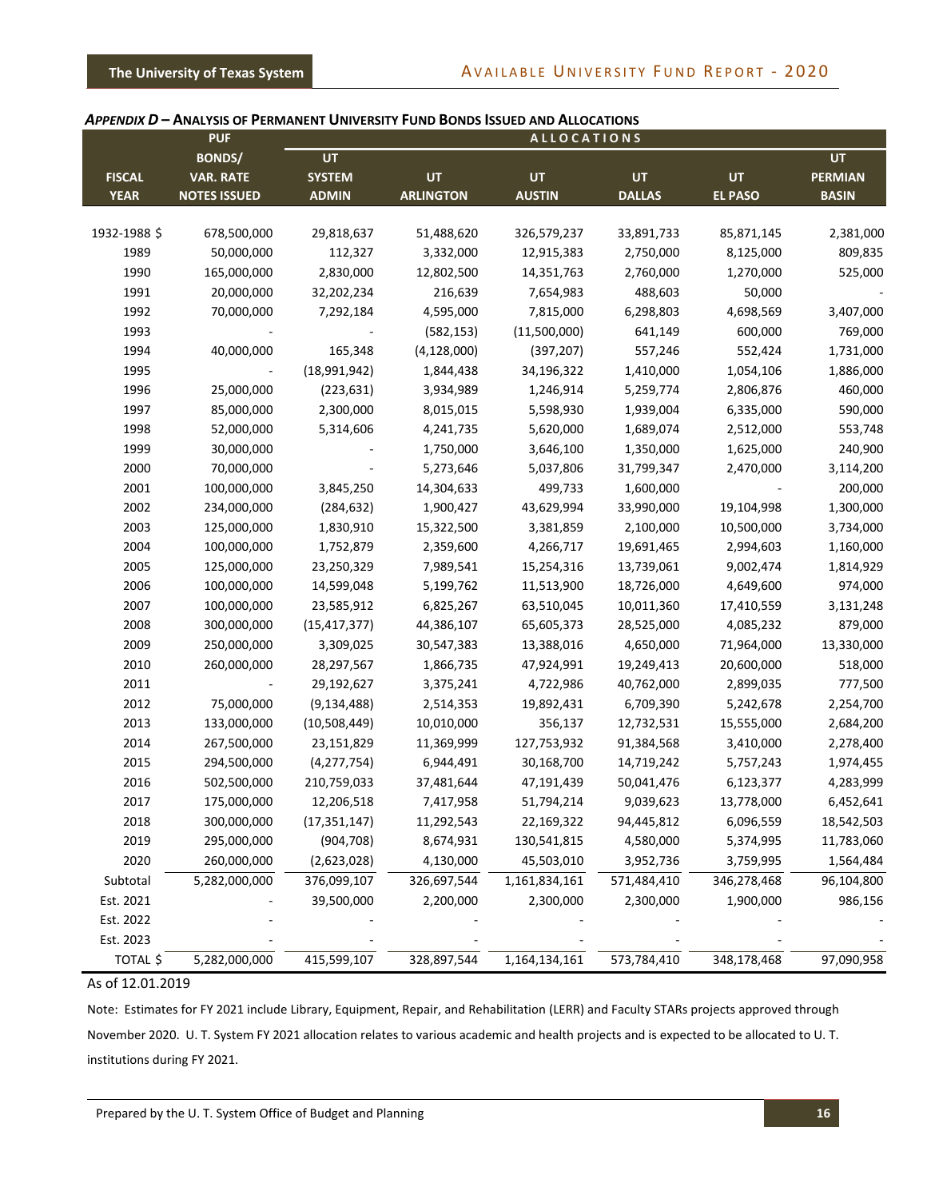*APPENDIX D* – **ANALYSIS OF PERMANENT UNIVERSITY FUND BONDS ISSUED AND ALLOCATIONS**

| FISCAL YEAR | PUF BONDS/ VAR. RATE NOTES ISSUED | ALLOCATIONS | | | | | |
|---|---|---|---|---|---|---|---|
| | | UT SYSTEM ADMIN | UT ARLINGTON | UT AUSTIN | UT DALLAS | UT EL PASO | UT PERMIAN BASIN |
| 1932-1988 $ | 678,500,000 | 29,818,637 | 51,488,620 | 326,579,237 | 33,891,733 | 85,871,145 | 2,381,000 |
| 1989 | 50,000,000 | 112,327 | 3,332,000 | 12,915,383 | 2,750,000 | 8,125,000 | 809,835 |
| 1990 | 165,000,000 | 2,830,000 | 12,802,500 | 14,351,763 | 2,760,000 | 1,270,000 | 525,000 |
| 1991 | 20,000,000 | 32,202,234 | 216,639 | 7,654,983 | 488,603 | 50,000 | - |
| 1992 | 70,000,000 | 7,292,184 | 4,595,000 | 7,815,000 | 6,298,803 | 4,698,569 | 3,407,000 |
| 1993 | - | - | (582,153) | (11,500,000) | 641,149 | 600,000 | 769,000 |
| 1994 | 40,000,000 | 165,348 | (4,128,000) | (397,207) | 557,246 | 552,424 | 1,731,000 |
| 1995 | - | (18,991,942) | 1,844,438 | 34,196,322 | 1,410,000 | 1,054,106 | 1,886,000 |
| 1996 | 25,000,000 | (223,631) | 3,934,989 | 1,246,914 | 5,259,774 | 2,806,876 | 460,000 |
| 1997 | 85,000,000 | 2,300,000 | 8,015,015 | 5,598,930 | 1,939,004 | 6,335,000 | 590,000 |
| 1998 | 52,000,000 | 5,314,606 | 4,241,735 | 5,620,000 | 1,689,074 | 2,512,000 | 553,748 |
| 1999 | 30,000,000 | - | 1,750,000 | 3,646,100 | 1,350,000 | 1,625,000 | 240,900 |
| 2000 | 70,000,000 | - | 5,273,646 | 5,037,806 | 31,799,347 | 2,470,000 | 3,114,200 |
| 2001 | 100,000,000 | 3,845,250 | 14,304,633 | 499,733 | 1,600,000 | - | 200,000 |
| 2002 | 234,000,000 | (284,632) | 1,900,427 | 43,629,994 | 33,990,000 | 19,104,998 | 1,300,000 |
| 2003 | 125,000,000 | 1,830,910 | 15,322,500 | 3,381,859 | 2,100,000 | 10,500,000 | 3,734,000 |
| 2004 | 100,000,000 | 1,752,879 | 2,359,600 | 4,266,717 | 19,691,465 | 2,994,603 | 1,160,000 |
| 2005 | 125,000,000 | 23,250,329 | 7,989,541 | 15,254,316 | 13,739,061 | 9,002,474 | 1,814,929 |
| 2006 | 100,000,000 | 14,599,048 | 5,199,762 | 11,513,900 | 18,726,000 | 4,649,600 | 974,000 |
| 2007 | 100,000,000 | 23,585,912 | 6,825,267 | 63,510,045 | 10,011,360 | 17,410,559 | 3,131,248 |
| 2008 | 300,000,000 | (15,417,377) | 44,386,107 | 65,605,373 | 28,525,000 | 4,085,232 | 879,000 |
| 2009 | 250,000,000 | 3,309,025 | 30,547,383 | 13,388,016 | 4,650,000 | 71,964,000 | 13,330,000 |
| 2010 | 260,000,000 | 28,297,567 | 1,866,735 | 47,924,991 | 19,249,413 | 20,600,000 | 518,000 |
| 2011 | - | 29,192,627 | 3,375,241 | 4,722,986 | 40,762,000 | 2,899,035 | 777,500 |
| 2012 | 75,000,000 | (9,134,488) | 2,514,353 | 19,892,431 | 6,709,390 | 5,242,678 | 2,254,700 |
| 2013 | 133,000,000 | (10,508,449) | 10,010,000 | 356,137 | 12,732,531 | 15,555,000 | 2,684,200 |
| 2014 | 267,500,000 | 23,151,829 | 11,369,999 | 127,753,932 | 91,384,568 | 3,410,000 | 2,278,400 |
| 2015 | 294,500,000 | (4,277,754) | 6,944,491 | 30,168,700 | 14,719,242 | 5,757,243 | 1,974,455 |
| 2016 | 502,500,000 | 210,759,033 | 37,481,644 | 47,191,439 | 50,041,476 | 6,123,377 | 4,283,999 |
| 2017 | 175,000,000 | 12,206,518 | 7,417,958 | 51,794,214 | 9,039,623 | 13,778,000 | 6,452,641 |
| 2018 | 300,000,000 | (17,351,147) | 11,292,543 | 22,169,322 | 94,445,812 | 6,096,559 | 18,542,503 |
| 2019 | 295,000,000 | (904,708) | 8,674,931 | 130,541,815 | 4,580,000 | 5,374,995 | 11,783,060 |
| 2020 | 260,000,000 | (2,623,028) | 4,130,000 | 45,503,010 | 3,952,736 | 3,759,995 | 1,564,484 |
| Subtotal | 5,282,000,000 | 376,099,107 | 326,697,544 | 1,161,834,161 | 571,484,410 | 346,278,468 | 96,104,800 |
| Est. 2021 | - | 39,500,000 | 2,200,000 | 2,300,000 | 2,300,000 | 1,900,000 | 986,156 |
| Est. 2022 | - | - | - | - | - | - | - |
| Est. 2023 | - | - | - | - | - | - | - |
| TOTAL $ | 5,282,000,000 | 415,599,107 | 328,897,544 | 1,164,134,161 | 573,784,410 | 348,178,468 | 97,090,958 |

As of 12.01.2019

Note: Estimates for FY 2021 include Library, Equipment, Repair, and Rehabilitation (LERR) and Faculty STARs projects approved through November 2020. U. T. System FY 2021 allocation relates to various academic and health projects and is expected to be allocated to U. T. institutions during FY 2021.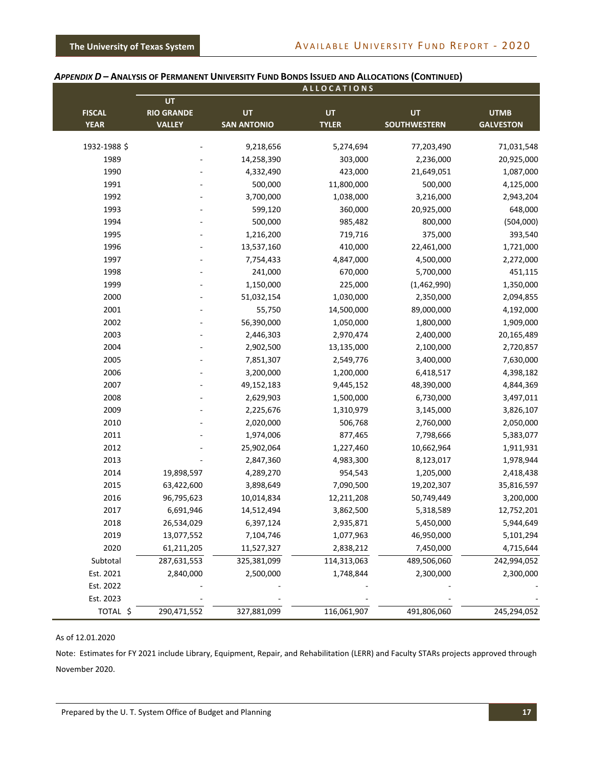### *APPENDIX D* – ANALYSIS OF PERMANENT UNIVERSITY FUND BONDS ISSUED AND ALLOCATIONS (CONTINUED)

| | ALLOCATIONS | | | | |
|---|---|---|---|---|---|
| FISCAL YEAR | UT RIO GRANDE VALLEY | UT SAN ANTONIO | UT TYLER | UT SOUTHWESTERN | UTMB GALVESTON |
| 1932-1988 $ | - | 9,218,656 | 5,274,694 | 77,203,490 | 71,031,548 |
| 1989 | - | 14,258,390 | 303,000 | 2,236,000 | 20,925,000 |
| 1990 | - | 4,332,490 | 423,000 | 21,649,051 | 1,087,000 |
| 1991 | - | 500,000 | 11,800,000 | 500,000 | 4,125,000 |
| 1992 | - | 3,700,000 | 1,038,000 | 3,216,000 | 2,943,204 |
| 1993 | - | 599,120 | 360,000 | 20,925,000 | 648,000 |
| 1994 | - | 500,000 | 985,482 | 800,000 | (504,000) |
| 1995 | - | 1,216,200 | 719,716 | 375,000 | 393,540 |
| 1996 | - | 13,537,160 | 410,000 | 22,461,000 | 1,721,000 |
| 1997 | - | 7,754,433 | 4,847,000 | 4,500,000 | 2,272,000 |
| 1998 | - | 241,000 | 670,000 | 5,700,000 | 451,115 |
| 1999 | - | 1,150,000 | 225,000 | (1,462,990) | 1,350,000 |
| 2000 | - | 51,032,154 | 1,030,000 | 2,350,000 | 2,094,855 |
| 2001 | - | 55,750 | 14,500,000 | 89,000,000 | 4,192,000 |
| 2002 | - | 56,390,000 | 1,050,000 | 1,800,000 | 1,909,000 |
| 2003 | - | 2,446,303 | 2,970,474 | 2,400,000 | 20,165,489 |
| 2004 | - | 2,902,500 | 13,135,000 | 2,100,000 | 2,720,857 |
| 2005 | - | 7,851,307 | 2,549,776 | 3,400,000 | 7,630,000 |
| 2006 | - | 3,200,000 | 1,200,000 | 6,418,517 | 4,398,182 |
| 2007 | - | 49,152,183 | 9,445,152 | 48,390,000 | 4,844,369 |
| 2008 | - | 2,629,903 | 1,500,000 | 6,730,000 | 3,497,011 |
| 2009 | - | 2,225,676 | 1,310,979 | 3,145,000 | 3,826,107 |
| 2010 | - | 2,020,000 | 506,768 | 2,760,000 | 2,050,000 |
| 2011 | - | 1,974,006 | 877,465 | 7,798,666 | 5,383,077 |
| 2012 | - | 25,902,064 | 1,227,460 | 10,662,964 | 1,911,931 |
| 2013 | - | 2,847,360 | 4,983,300 | 8,123,017 | 1,978,944 |
| 2014 | 19,898,597 | 4,289,270 | 954,543 | 1,205,000 | 2,418,438 |
| 2015 | 63,422,600 | 3,898,649 | 7,090,500 | 19,202,307 | 35,816,597 |
| 2016 | 96,795,623 | 10,014,834 | 12,211,208 | 50,749,449 | 3,200,000 |
| 2017 | 6,691,946 | 14,512,494 | 3,862,500 | 5,318,589 | 12,752,201 |
| 2018 | 26,534,029 | 6,397,124 | 2,935,871 | 5,450,000 | 5,944,649 |
| 2019 | 13,077,552 | 7,104,746 | 1,077,963 | 46,950,000 | 5,101,294 |
| 2020 | 61,211,205 | 11,527,327 | 2,838,212 | 7,450,000 | 4,715,644 |
| Subtotal | 287,631,553 | 325,381,099 | 114,313,063 | 489,506,060 | 242,994,052 |
| Est. 2021 | 2,840,000 | 2,500,000 | 1,748,844 | 2,300,000 | 2,300,000 |
| Est. 2022 | - | - | - | - | - |
| Est. 2023 | - | - | - | - | - |
| TOTAL $ | 290,471,552 | 327,881,099 | 116,061,907 | 491,806,060 | 245,294,052 |

As of 12.01.2020

Note: Estimates for FY 2021 include Library, Equipment, Repair, and Rehabilitation (LERR) and Faculty STARs projects approved through November 2020.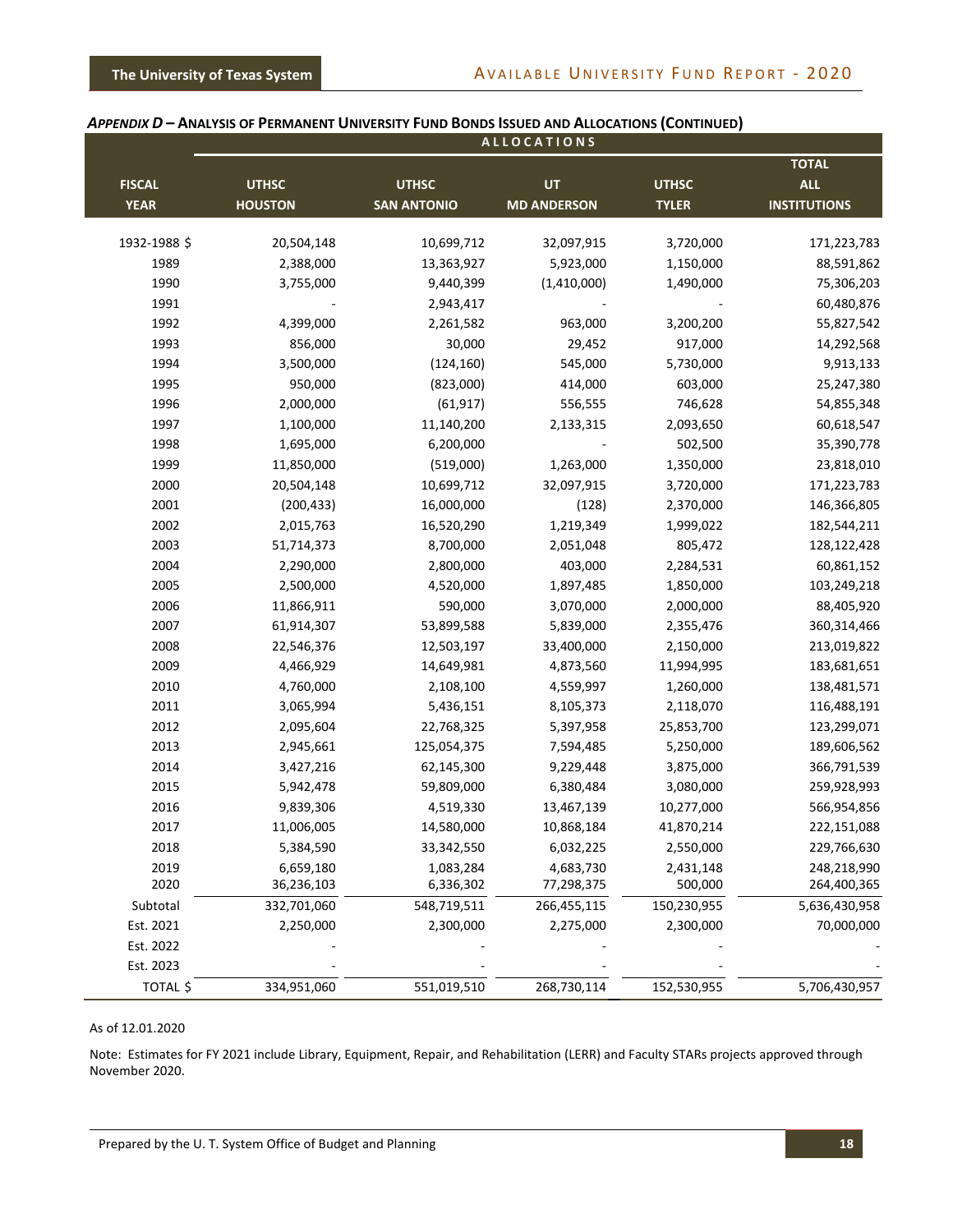### *APPENDIX D* – ANALYSIS OF PERMANENT UNIVERSITY FUND BONDS ISSUED AND ALLOCATIONS (CONTINUED)

| | ALLOCATIONS | | | | |
|---|---|---|---|---|---|
| FISCAL YEAR | UTHSC HOUSTON | UTHSC SAN ANTONIO | UT MD ANDERSON | UTHSC TYLER | TOTAL ALL INSTITUTIONS |
| 1932-1988 $ | 20,504,148 | 10,699,712 | 32,097,915 | 3,720,000 | 171,223,783 |
| 1989 | 2,388,000 | 13,363,927 | 5,923,000 | 1,150,000 | 88,591,862 |
| 1990 | 3,755,000 | 9,440,399 | (1,410,000) | 1,490,000 | 75,306,203 |
| 1991 | - | 2,943,417 | - | - | 60,480,876 |
| 1992 | 4,399,000 | 2,261,582 | 963,000 | 3,200,200 | 55,827,542 |
| 1993 | 856,000 | 30,000 | 29,452 | 917,000 | 14,292,568 |
| 1994 | 3,500,000 | (124,160) | 545,000 | 5,730,000 | 9,913,133 |
| 1995 | 950,000 | (823,000) | 414,000 | 603,000 | 25,247,380 |
| 1996 | 2,000,000 | (61,917) | 556,555 | 746,628 | 54,855,348 |
| 1997 | 1,100,000 | 11,140,200 | 2,133,315 | 2,093,650 | 60,618,547 |
| 1998 | 1,695,000 | 6,200,000 | - | 502,500 | 35,390,778 |
| 1999 | 11,850,000 | (519,000) | 1,263,000 | 1,350,000 | 23,818,010 |
| 2000 | 20,504,148 | 10,699,712 | 32,097,915 | 3,720,000 | 171,223,783 |
| 2001 | (200,433) | 16,000,000 | (128) | 2,370,000 | 146,366,805 |
| 2002 | 2,015,763 | 16,520,290 | 1,219,349 | 1,999,022 | 182,544,211 |
| 2003 | 51,714,373 | 8,700,000 | 2,051,048 | 805,472 | 128,122,428 |
| 2004 | 2,290,000 | 2,800,000 | 403,000 | 2,284,531 | 60,861,152 |
| 2005 | 2,500,000 | 4,520,000 | 1,897,485 | 1,850,000 | 103,249,218 |
| 2006 | 11,866,911 | 590,000 | 3,070,000 | 2,000,000 | 88,405,920 |
| 2007 | 61,914,307 | 53,899,588 | 5,839,000 | 2,355,476 | 360,314,466 |
| 2008 | 22,546,376 | 12,503,197 | 33,400,000 | 2,150,000 | 213,019,822 |
| 2009 | 4,466,929 | 14,649,981 | 4,873,560 | 11,994,995 | 183,681,651 |
| 2010 | 4,760,000 | 2,108,100 | 4,559,997 | 1,260,000 | 138,481,571 |
| 2011 | 3,065,994 | 5,436,151 | 8,105,373 | 2,118,070 | 116,488,191 |
| 2012 | 2,095,604 | 22,768,325 | 5,397,958 | 25,853,700 | 123,299,071 |
| 2013 | 2,945,661 | 125,054,375 | 7,594,485 | 5,250,000 | 189,606,562 |
| 2014 | 3,427,216 | 62,145,300 | 9,229,448 | 3,875,000 | 366,791,539 |
| 2015 | 5,942,478 | 59,809,000 | 6,380,484 | 3,080,000 | 259,928,993 |
| 2016 | 9,839,306 | 4,519,330 | 13,467,139 | 10,277,000 | 566,954,856 |
| 2017 | 11,006,005 | 14,580,000 | 10,868,184 | 41,870,214 | 222,151,088 |
| 2018 | 5,384,590 | 33,342,550 | 6,032,225 | 2,550,000 | 229,766,630 |
| 2019 | 6,659,180 | 1,083,284 | 4,683,730 | 2,431,148 | 248,218,990 |
| 2020 | 36,236,103 | 6,336,302 | 77,298,375 | 500,000 | 264,400,365 |
| Subtotal | 332,701,060 | 548,719,511 | 266,455,115 | 150,230,955 | 5,636,430,958 |
| Est. 2021 | 2,250,000 | 2,300,000 | 2,275,000 | 2,300,000 | 70,000,000 |
| Est. 2022 | - | - | - | - | - |
| Est. 2023 | - | - | - | - | - |
| TOTAL $ | 334,951,060 | 551,019,510 | 268,730,114 | 152,530,955 | 5,706,430,957 |

As of 12.01.2020

Note: Estimates for FY 2021 include Library, Equipment, Repair, and Rehabilitation (LERR) and Faculty STARs projects approved through November 2020.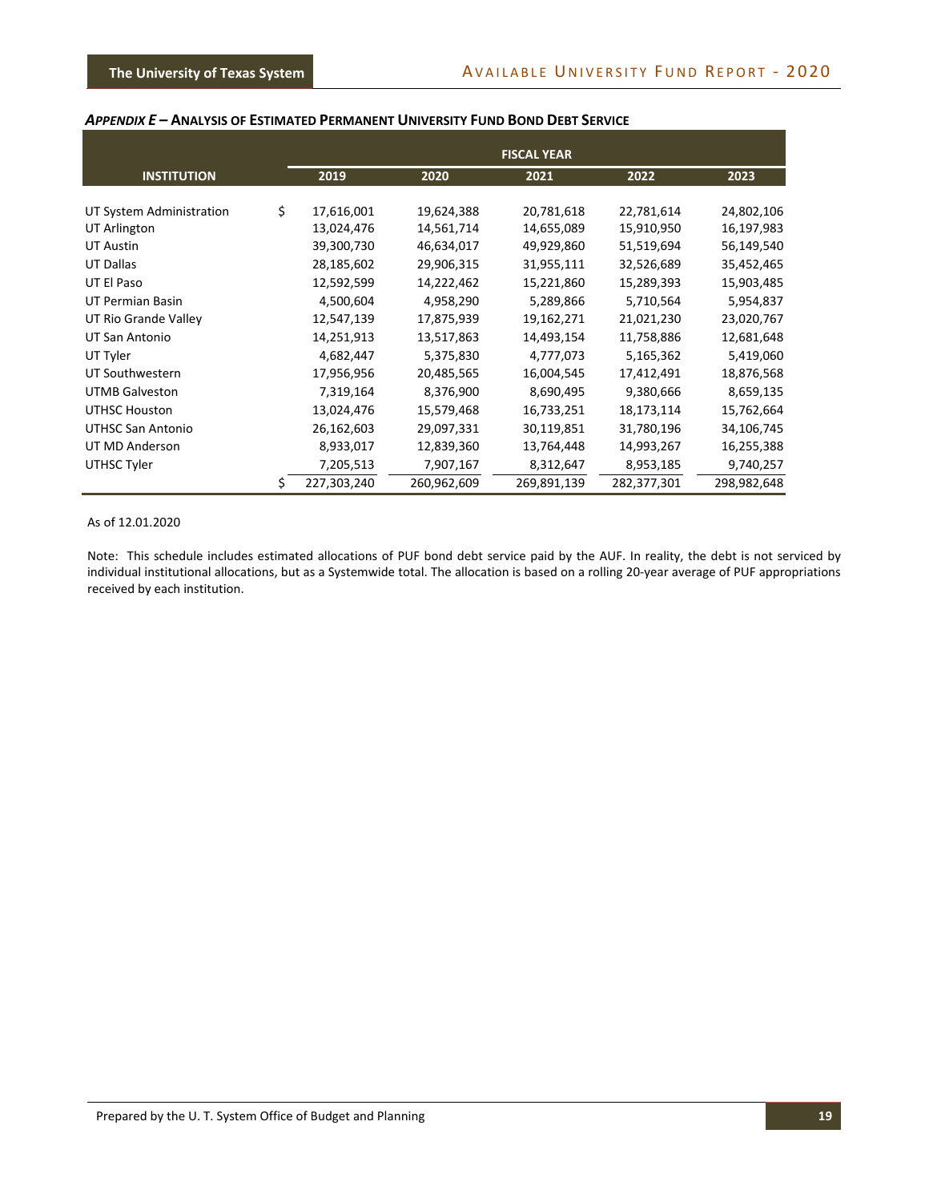### *APPENDIX E* – ANALYSIS OF ESTIMATED PERMANENT UNIVERSITY FUND BOND DEBT SERVICE

| INSTITUTION | FISCAL YEAR 2019 | 2020 | 2021 | 2022 | 2023 |
|---|---|---|---|---|---|
| UT System Administration | $ 17,616,001 | 19,624,388 | 20,781,618 | 22,781,614 | 24,802,106 |
| UT Arlington | 13,024,476 | 14,561,714 | 14,655,089 | 15,910,950 | 16,197,983 |
| UT Austin | 39,300,730 | 46,634,017 | 49,929,860 | 51,519,694 | 56,149,540 |
| UT Dallas | 28,185,602 | 29,906,315 | 31,955,111 | 32,526,689 | 35,452,465 |
| UT El Paso | 12,592,599 | 14,222,462 | 15,221,860 | 15,289,393 | 15,903,485 |
| UT Permian Basin | 4,500,604 | 4,958,290 | 5,289,866 | 5,710,564 | 5,954,837 |
| UT Rio Grande Valley | 12,547,139 | 17,875,939 | 19,162,271 | 21,021,230 | 23,020,767 |
| UT San Antonio | 14,251,913 | 13,517,863 | 14,493,154 | 11,758,886 | 12,681,648 |
| UT Tyler | 4,682,447 | 5,375,830 | 4,777,073 | 5,165,362 | 5,419,060 |
| UT Southwestern | 17,956,956 | 20,485,565 | 16,004,545 | 17,412,491 | 18,876,568 |
| UTMB Galveston | 7,319,164 | 8,376,900 | 8,690,495 | 9,380,666 | 8,659,135 |
| UTHSC Houston | 13,024,476 | 15,579,468 | 16,733,251 | 18,173,114 | 15,762,664 |
| UTHSC San Antonio | 26,162,603 | 29,097,331 | 30,119,851 | 31,780,196 | 34,106,745 |
| UT MD Anderson | 8,933,017 | 12,839,360 | 13,764,448 | 14,993,267 | 16,255,388 |
| UTHSC Tyler | 7,205,513 | 7,907,167 | 8,312,647 | 8,953,185 | 9,740,257 |
| | $ 227,303,240 | 260,962,609 | 269,891,139 | 282,377,301 | 298,982,648 |

As of 12.01.2020

Note: This schedule includes estimated allocations of PUF bond debt service paid by the AUF. In reality, the debt is not serviced by individual institutional allocations, but as a Systemwide total. The allocation is based on a rolling 20-year average of PUF appropriations received by each institution.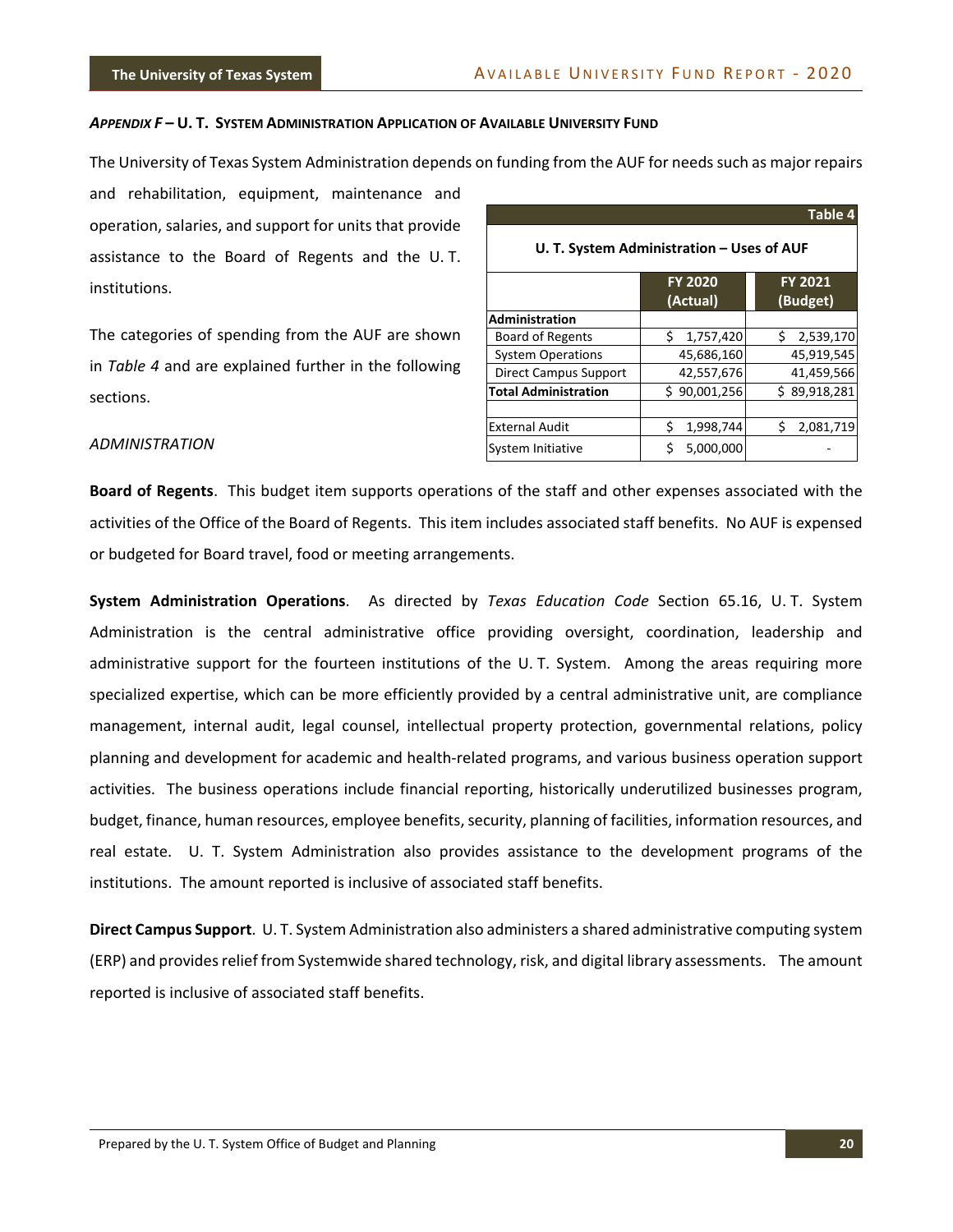### *APPENDIX F* – U. T. SYSTEM ADMINISTRATION APPLICATION OF AVAILABLE UNIVERSITY FUND

The University of Texas System Administration depends on funding from the AUF for needs such as major repairs and rehabilitation, equipment, maintenance and operation, salaries, and support for units that provide assistance to the Board of Regents and the U. T. institutions.

The categories of spending from the AUF are shown in *Table 4* and are explained further in the following sections.

**Table 4**

**U. T. System Administration – Uses of AUF**

| | FY 2020 (Actual) | FY 2021 (Budget) |
|---|---|---|
| **Administration** | | |
| Board of Regents | $ 1,757,420 | $ 2,539,170 |
| System Operations | 45,686,160 | 45,919,545 |
| Direct Campus Support | 42,557,676 | 41,459,566 |
| **Total Administration** | $ 90,001,256 | $ 89,918,281 |
| | | |
| External Audit | $ 1,998,744 | $ 2,081,719 |
| System Initiative | $ 5,000,000 | - |

*ADMINISTRATION*

**Board of Regents**. This budget item supports operations of the staff and other expenses associated with the activities of the Office of the Board of Regents. This item includes associated staff benefits. No AUF is expensed or budgeted for Board travel, food or meeting arrangements.

**System Administration Operations**. As directed by *Texas Education Code* Section 65.16, U. T. System Administration is the central administrative office providing oversight, coordination, leadership and administrative support for the fourteen institutions of the U. T. System. Among the areas requiring more specialized expertise, which can be more efficiently provided by a central administrative unit, are compliance management, internal audit, legal counsel, intellectual property protection, governmental relations, policy planning and development for academic and health-related programs, and various business operation support activities. The business operations include financial reporting, historically underutilized businesses program, budget, finance, human resources, employee benefits, security, planning of facilities, information resources, and real estate. U. T. System Administration also provides assistance to the development programs of the institutions. The amount reported is inclusive of associated staff benefits.

**Direct Campus Support**. U. T. System Administration also administers a shared administrative computing system (ERP) and provides relief from Systemwide shared technology, risk, and digital library assessments. The amount reported is inclusive of associated staff benefits.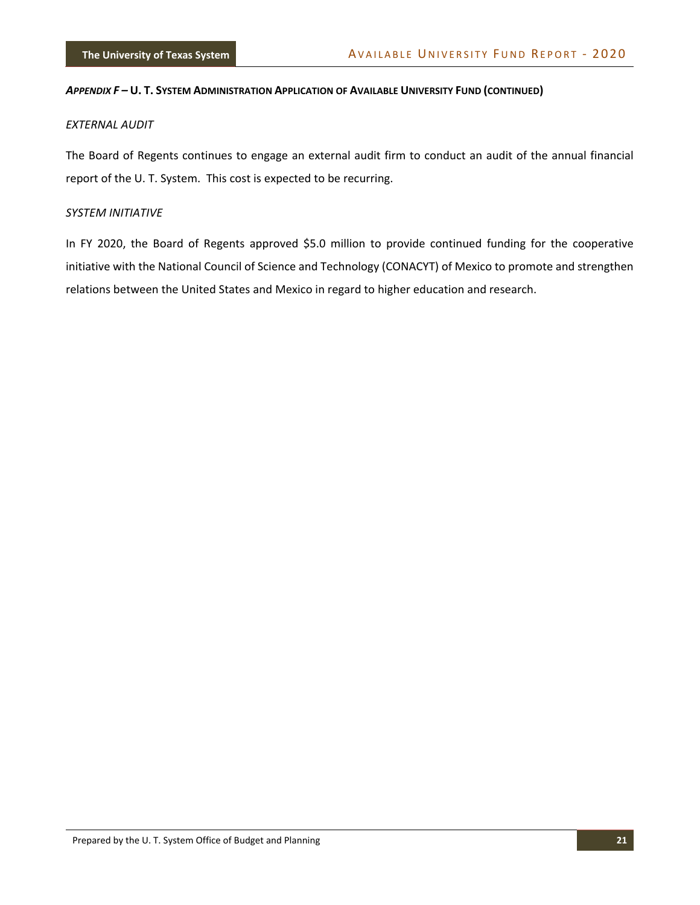***APPENDIX F* – U. T. SYSTEM ADMINISTRATION APPLICATION OF AVAILABLE UNIVERSITY FUND (CONTINUED)**

*EXTERNAL AUDIT*

The Board of Regents continues to engage an external audit firm to conduct an audit of the annual financial report of the U. T. System. This cost is expected to be recurring.

*SYSTEM INITIATIVE*

In FY 2020, the Board of Regents approved $5.0 million to provide continued funding for the cooperative initiative with the National Council of Science and Technology (CONACYT) of Mexico to promote and strengthen relations between the United States and Mexico in regard to higher education and research.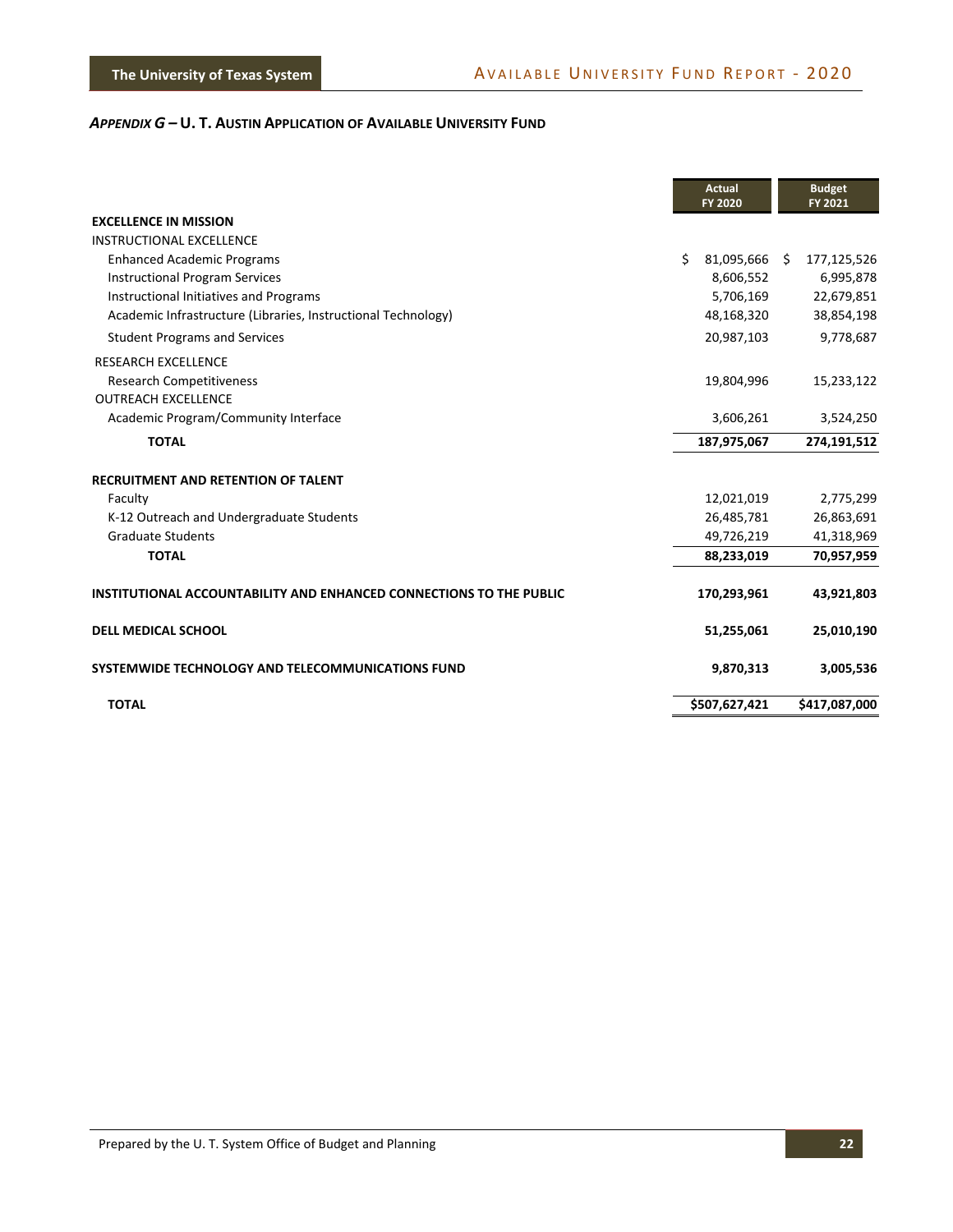## *APPENDIX G* – U. T. AUSTIN APPLICATION OF AVAILABLE UNIVERSITY FUND

| | Actual FY 2020 | Budget FY 2021 |
|---|---|---|
| **EXCELLENCE IN MISSION** | | |
| INSTRUCTIONAL EXCELLENCE | | |
| Enhanced Academic Programs | $ 81,095,666 | $ 177,125,526 |
| Instructional Program Services | 8,606,552 | 6,995,878 |
| Instructional Initiatives and Programs | 5,706,169 | 22,679,851 |
| Academic Infrastructure (Libraries, Instructional Technology) | 48,168,320 | 38,854,198 |
| Student Programs and Services | 20,987,103 | 9,778,687 |
| RESEARCH EXCELLENCE | | |
| Research Competitiveness | 19,804,996 | 15,233,122 |
| OUTREACH EXCELLENCE | | |
| Academic Program/Community Interface | 3,606,261 | 3,524,250 |
| **TOTAL** | **187,975,067** | **274,191,512** |
| **RECRUITMENT AND RETENTION OF TALENT** | | |
| Faculty | 12,021,019 | 2,775,299 |
| K-12 Outreach and Undergraduate Students | 26,485,781 | 26,863,691 |
| Graduate Students | 49,726,219 | 41,318,969 |
| **TOTAL** | **88,233,019** | **70,957,959** |
| **INSTITUTIONAL ACCOUNTABILITY AND ENHANCED CONNECTIONS TO THE PUBLIC** | **170,293,961** | **43,921,803** |
| **DELL MEDICAL SCHOOL** | **51,255,061** | **25,010,190** |
| **SYSTEMWIDE TECHNOLOGY AND TELECOMMUNICATIONS FUND** | **9,870,313** | **3,005,536** |
| **TOTAL** | **$507,627,421** | **$417,087,000** |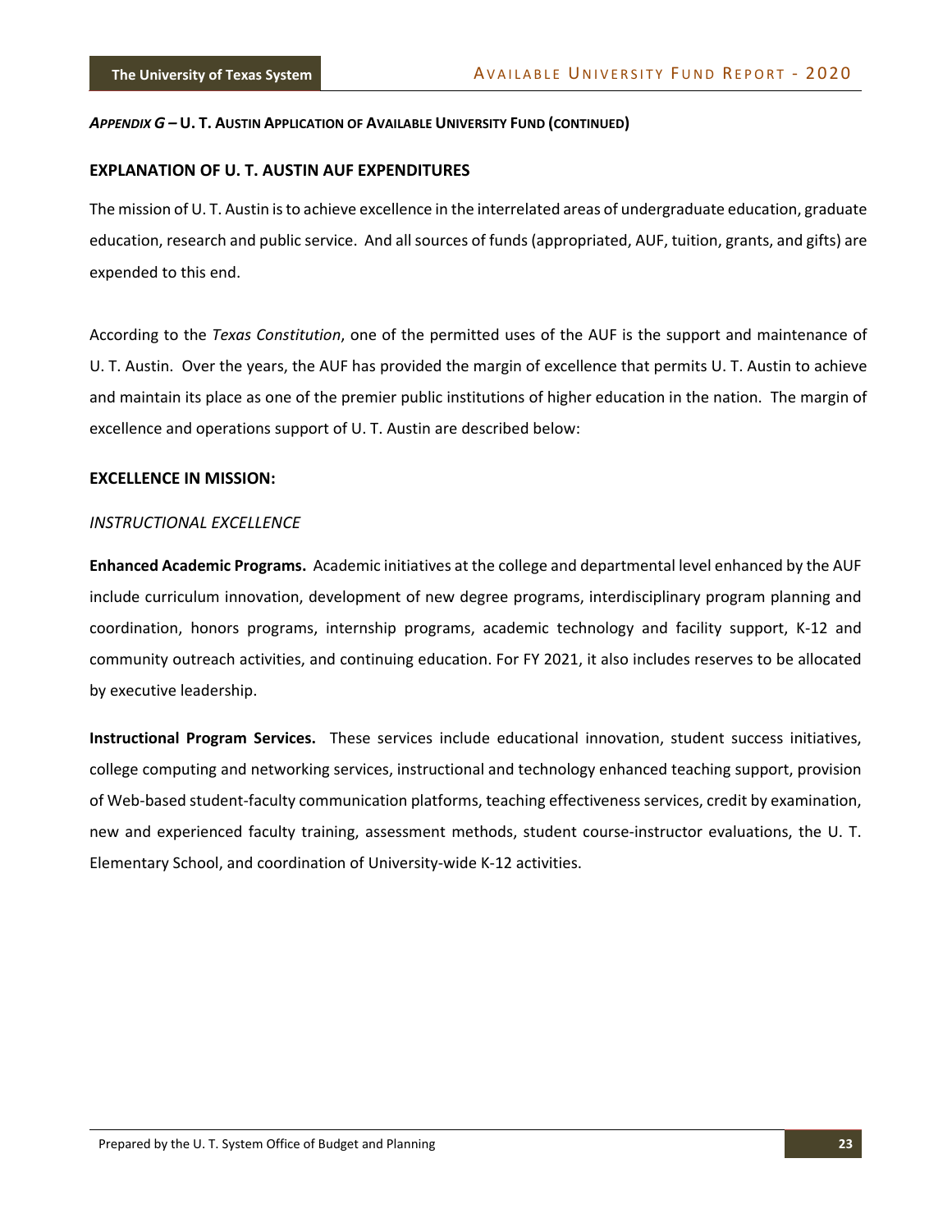***APPENDIX G* – U. T. AUSTIN APPLICATION OF AVAILABLE UNIVERSITY FUND (CONTINUED)**

## EXPLANATION OF U. T. AUSTIN AUF EXPENDITURES

The mission of U. T. Austin is to achieve excellence in the interrelated areas of undergraduate education, graduate education, research and public service. And all sources of funds (appropriated, AUF, tuition, grants, and gifts) are expended to this end.

According to the *Texas Constitution*, one of the permitted uses of the AUF is the support and maintenance of U. T. Austin. Over the years, the AUF has provided the margin of excellence that permits U. T. Austin to achieve and maintain its place as one of the premier public institutions of higher education in the nation. The margin of excellence and operations support of U. T. Austin are described below:

### EXCELLENCE IN MISSION:

*INSTRUCTIONAL EXCELLENCE*

**Enhanced Academic Programs.** Academic initiatives at the college and departmental level enhanced by the AUF include curriculum innovation, development of new degree programs, interdisciplinary program planning and coordination, honors programs, internship programs, academic technology and facility support, K-12 and community outreach activities, and continuing education. For FY 2021, it also includes reserves to be allocated by executive leadership.

**Instructional Program Services.** These services include educational innovation, student success initiatives, college computing and networking services, instructional and technology enhanced teaching support, provision of Web-based student-faculty communication platforms, teaching effectiveness services, credit by examination, new and experienced faculty training, assessment methods, student course-instructor evaluations, the U. T. Elementary School, and coordination of University-wide K-12 activities.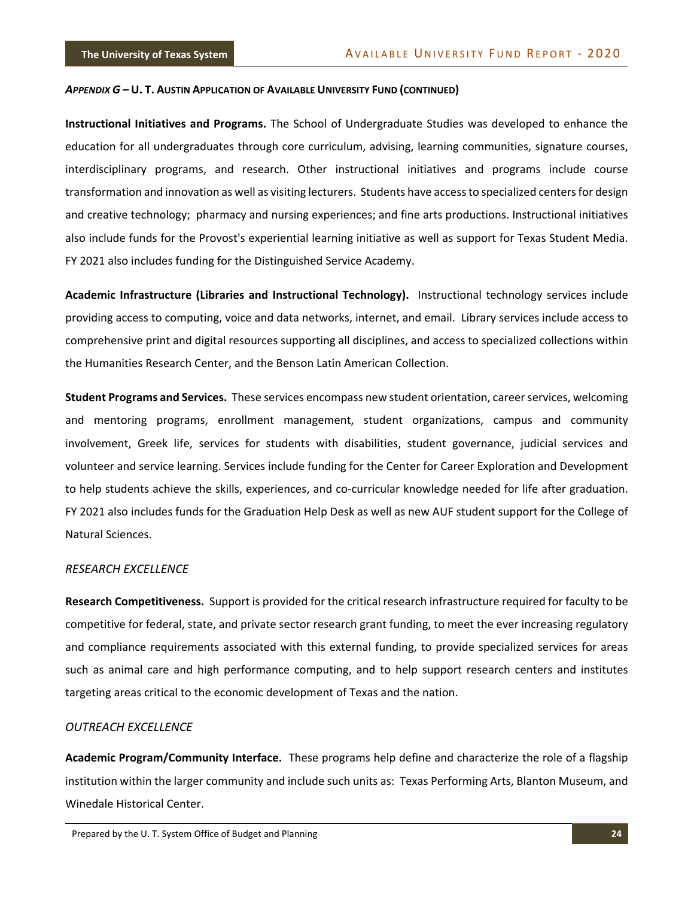***Appendix G* – U. T. Austin Application of Available University Fund (continued)**

**Instructional Initiatives and Programs.** The School of Undergraduate Studies was developed to enhance the education for all undergraduates through core curriculum, advising, learning communities, signature courses, interdisciplinary programs, and research. Other instructional initiatives and programs include course transformation and innovation as well as visiting lecturers. Students have access to specialized centers for design and creative technology; pharmacy and nursing experiences; and fine arts productions. Instructional initiatives also include funds for the Provost's experiential learning initiative as well as support for Texas Student Media. FY 2021 also includes funding for the Distinguished Service Academy.

**Academic Infrastructure (Libraries and Instructional Technology).** Instructional technology services include providing access to computing, voice and data networks, internet, and email. Library services include access to comprehensive print and digital resources supporting all disciplines, and access to specialized collections within the Humanities Research Center, and the Benson Latin American Collection.

**Student Programs and Services.** These services encompass new student orientation, career services, welcoming and mentoring programs, enrollment management, student organizations, campus and community involvement, Greek life, services for students with disabilities, student governance, judicial services and volunteer and service learning. Services include funding for the Center for Career Exploration and Development to help students achieve the skills, experiences, and co-curricular knowledge needed for life after graduation. FY 2021 also includes funds for the Graduation Help Desk as well as new AUF student support for the College of Natural Sciences.

*RESEARCH EXCELLENCE*

**Research Competitiveness.** Support is provided for the critical research infrastructure required for faculty to be competitive for federal, state, and private sector research grant funding, to meet the ever increasing regulatory and compliance requirements associated with this external funding, to provide specialized services for areas such as animal care and high performance computing, and to help support research centers and institutes targeting areas critical to the economic development of Texas and the nation.

*OUTREACH EXCELLENCE*

**Academic Program/Community Interface.** These programs help define and characterize the role of a flagship institution within the larger community and include such units as: Texas Performing Arts, Blanton Museum, and Winedale Historical Center.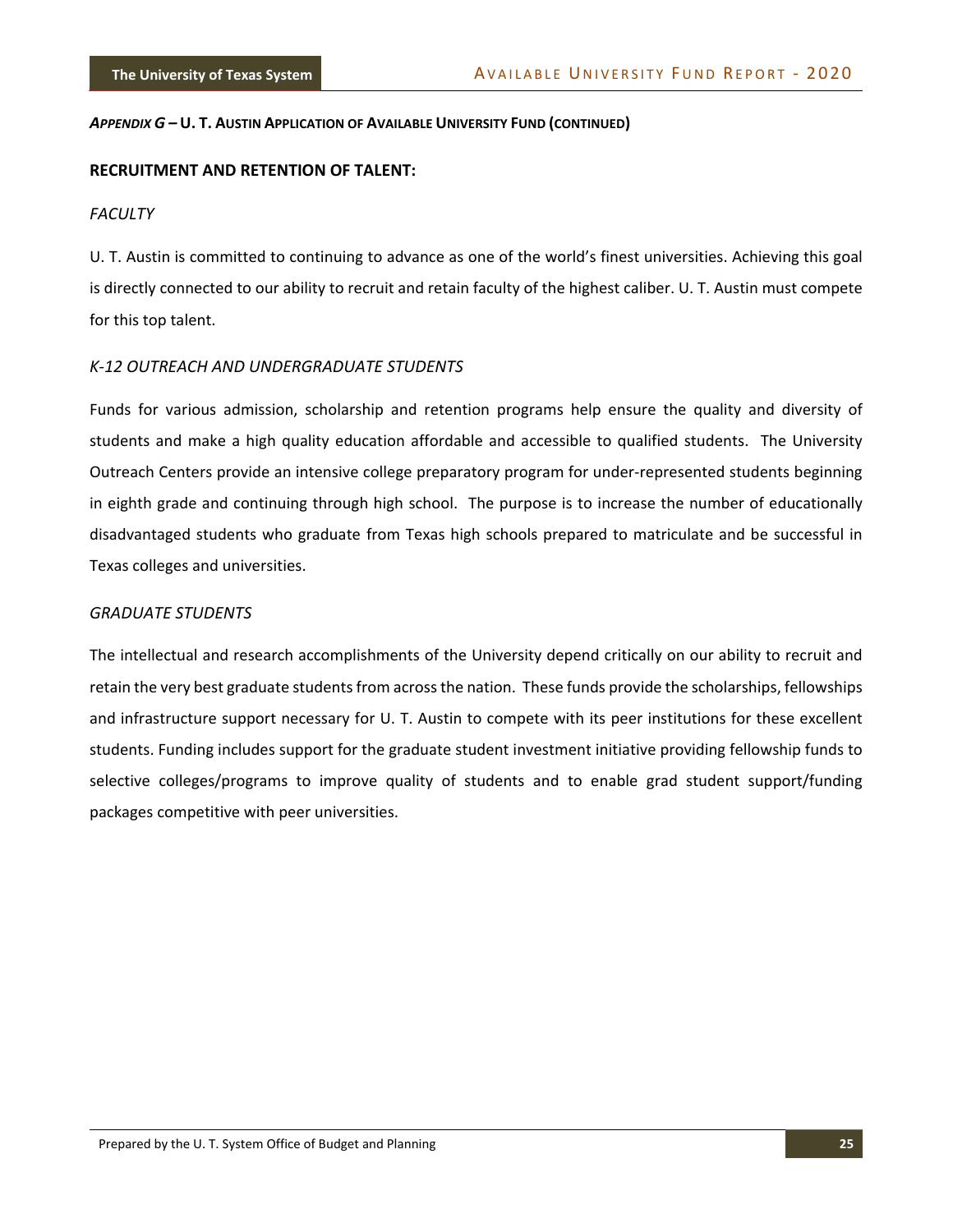***Appendix G* – U. T. Austin Application of Available University Fund (continued)**

## RECRUITMENT AND RETENTION OF TALENT:

### *FACULTY*

U. T. Austin is committed to continuing to advance as one of the world's finest universities. Achieving this goal is directly connected to our ability to recruit and retain faculty of the highest caliber. U. T. Austin must compete for this top talent.

### *K-12 OUTREACH AND UNDERGRADUATE STUDENTS*

Funds for various admission, scholarship and retention programs help ensure the quality and diversity of students and make a high quality education affordable and accessible to qualified students. The University Outreach Centers provide an intensive college preparatory program for under-represented students beginning in eighth grade and continuing through high school. The purpose is to increase the number of educationally disadvantaged students who graduate from Texas high schools prepared to matriculate and be successful in Texas colleges and universities.

### *GRADUATE STUDENTS*

The intellectual and research accomplishments of the University depend critically on our ability to recruit and retain the very best graduate students from across the nation. These funds provide the scholarships, fellowships and infrastructure support necessary for U. T. Austin to compete with its peer institutions for these excellent students. Funding includes support for the graduate student investment initiative providing fellowship funds to selective colleges/programs to improve quality of students and to enable grad student support/funding packages competitive with peer universities.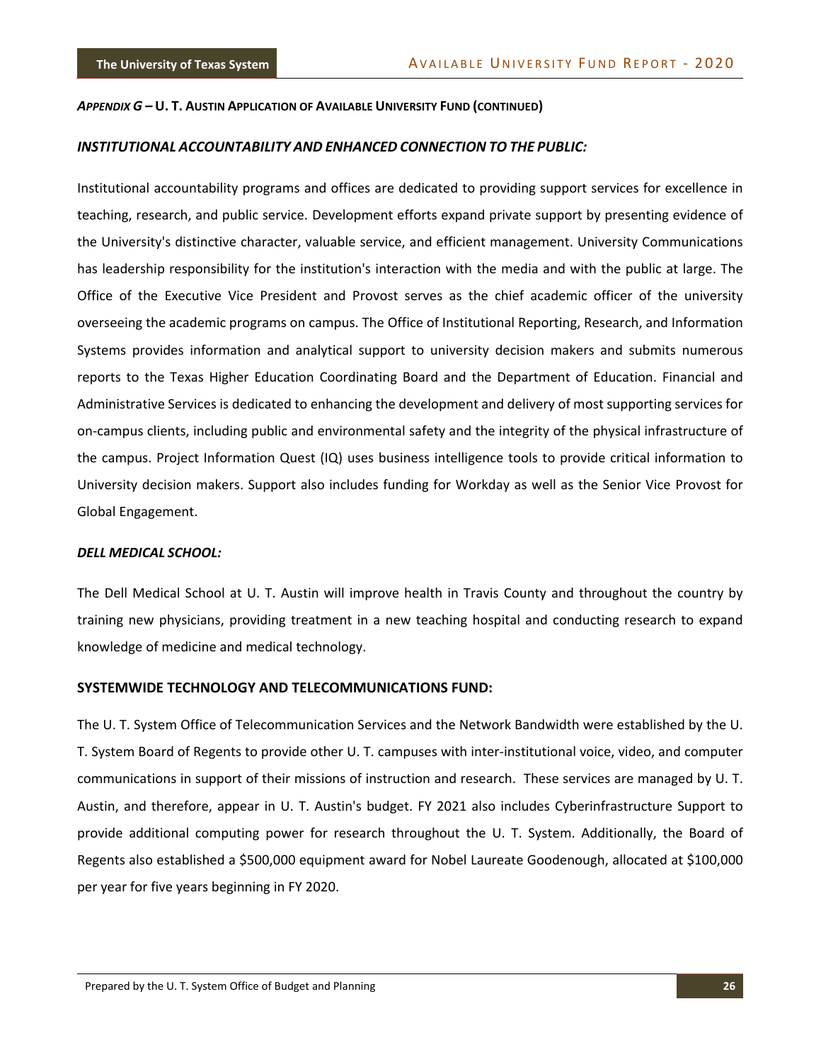***APPENDIX G* – U. T. AUSTIN APPLICATION OF AVAILABLE UNIVERSITY FUND (CONTINUED)**

### *INSTITUTIONAL ACCOUNTABILITY AND ENHANCED CONNECTION TO THE PUBLIC:*

Institutional accountability programs and offices are dedicated to providing support services for excellence in teaching, research, and public service. Development efforts expand private support by presenting evidence of the University's distinctive character, valuable service, and efficient management. University Communications has leadership responsibility for the institution's interaction with the media and with the public at large. The Office of the Executive Vice President and Provost serves as the chief academic officer of the university overseeing the academic programs on campus. The Office of Institutional Reporting, Research, and Information Systems provides information and analytical support to university decision makers and submits numerous reports to the Texas Higher Education Coordinating Board and the Department of Education. Financial and Administrative Services is dedicated to enhancing the development and delivery of most supporting services for on-campus clients, including public and environmental safety and the integrity of the physical infrastructure of the campus. Project Information Quest (IQ) uses business intelligence tools to provide critical information to University decision makers. Support also includes funding for Workday as well as the Senior Vice Provost for Global Engagement.

### *DELL MEDICAL SCHOOL:*

The Dell Medical School at U. T. Austin will improve health in Travis County and throughout the country by training new physicians, providing treatment in a new teaching hospital and conducting research to expand knowledge of medicine and medical technology.

### SYSTEMWIDE TECHNOLOGY AND TELECOMMUNICATIONS FUND:

The U. T. System Office of Telecommunication Services and the Network Bandwidth were established by the U. T. System Board of Regents to provide other U. T. campuses with inter-institutional voice, video, and computer communications in support of their missions of instruction and research. These services are managed by U. T. Austin, and therefore, appear in U. T. Austin's budget. FY 2021 also includes Cyberinfrastructure Support to provide additional computing power for research throughout the U. T. System. Additionally, the Board of Regents also established a $500,000 equipment award for Nobel Laureate Goodenough, allocated at $100,000 per year for five years beginning in FY 2020.